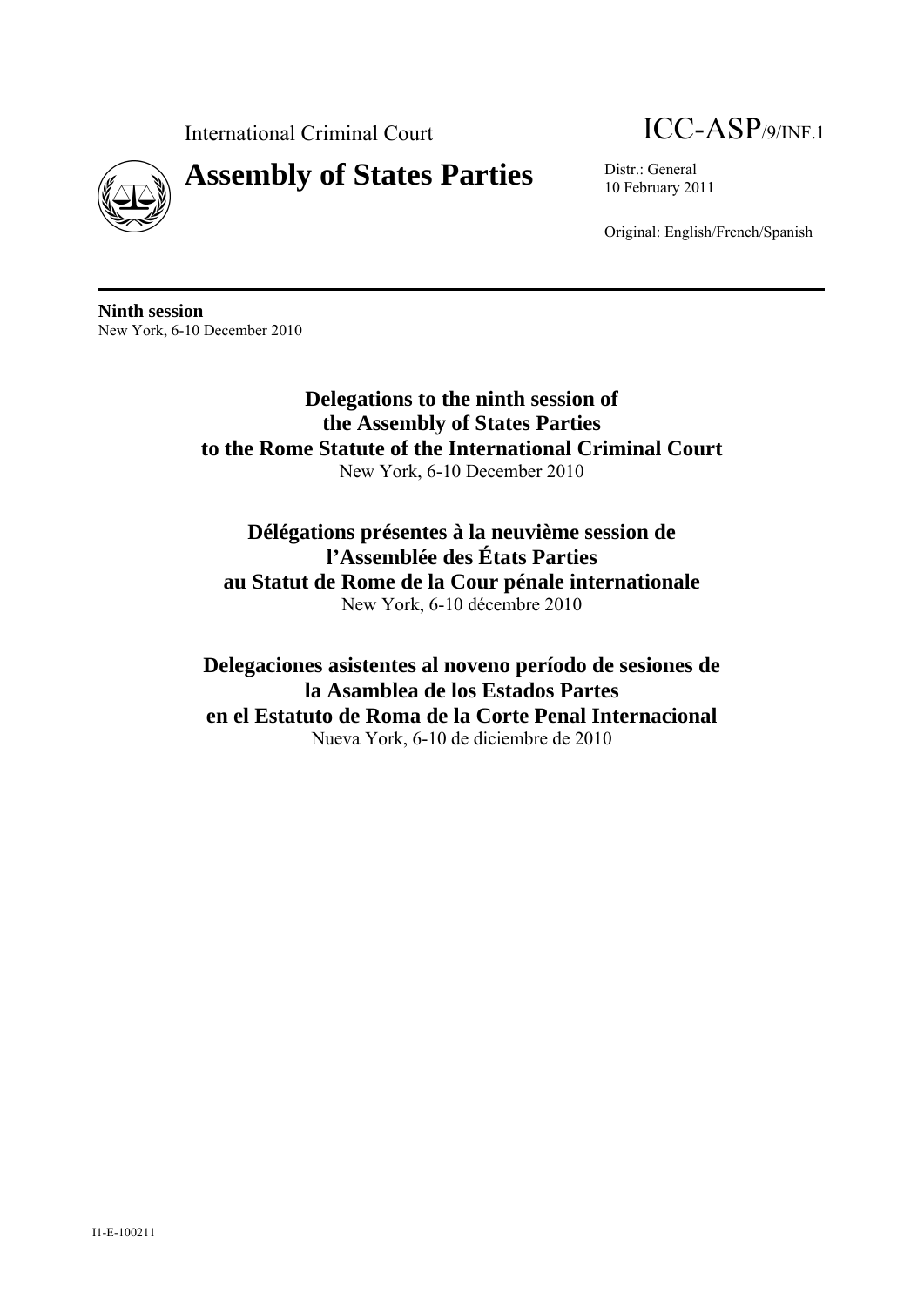International Criminal Court

ICC-ASP/9/INF.1

# Assembly of States Parties

Distr.: General
10 February 2011

Original: English/French/Spanish

**Ninth session**
New York, 6-10 December 2010

## Delegations to the ninth session of the Assembly of States Parties to the Rome Statute of the International Criminal Court

New York, 6-10 December 2010

## Délégations présentes à la neuvième session de l'Assemblée des États Parties au Statut de Rome de la Cour pénale internationale

New York, 6-10 décembre 2010

## Delegaciones asistentes al noveno período de sesiones de la Asamblea de los Estados Partes en el Estatuto de Roma de la Corte Penal Internacional

Nueva York, 6-10 de diciembre de 2010

I1-E-100211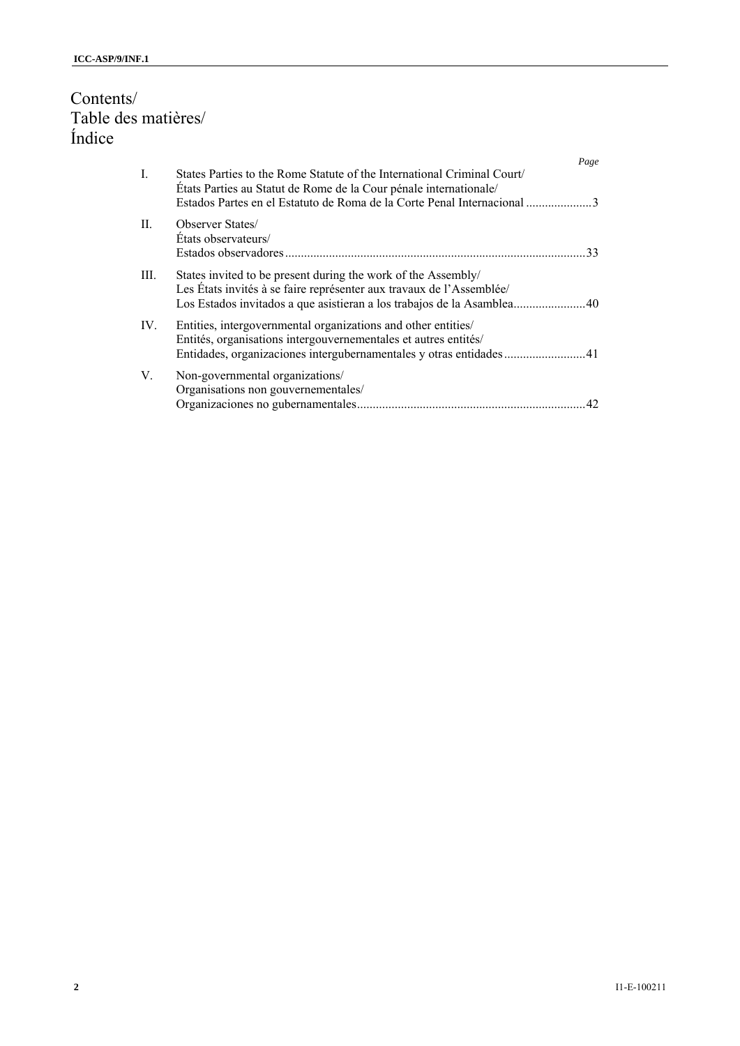# Contents/
# Table des matières/
# Índice

| | | Page |
|---|---|---|
| I. | States Parties to the Rome Statute of the International Criminal Court/<br>États Parties au Statut de Rome de la Cour pénale internationale/<br>Estados Partes en el Estatuto de Roma de la Corte Penal Internacional | 3 |
| II. | Observer States/<br>États observateurs/<br>Estados observadores | 33 |
| III. | States invited to be present during the work of the Assembly/<br>Les États invités à se faire représenter aux travaux de l'Assemblée/<br>Los Estados invitados a que asistieran a los trabajos de la Asamblea | 40 |
| IV. | Entities, intergovernmental organizations and other entities/<br>Entités, organisations intergouvernementales et autres entités/<br>Entidades, organizaciones intergubernamentales y otras entidades | 41 |
| V. | Non-governmental organizations/<br>Organisations non gouvernementales/<br>Organizaciones no gubernamentales | 42 |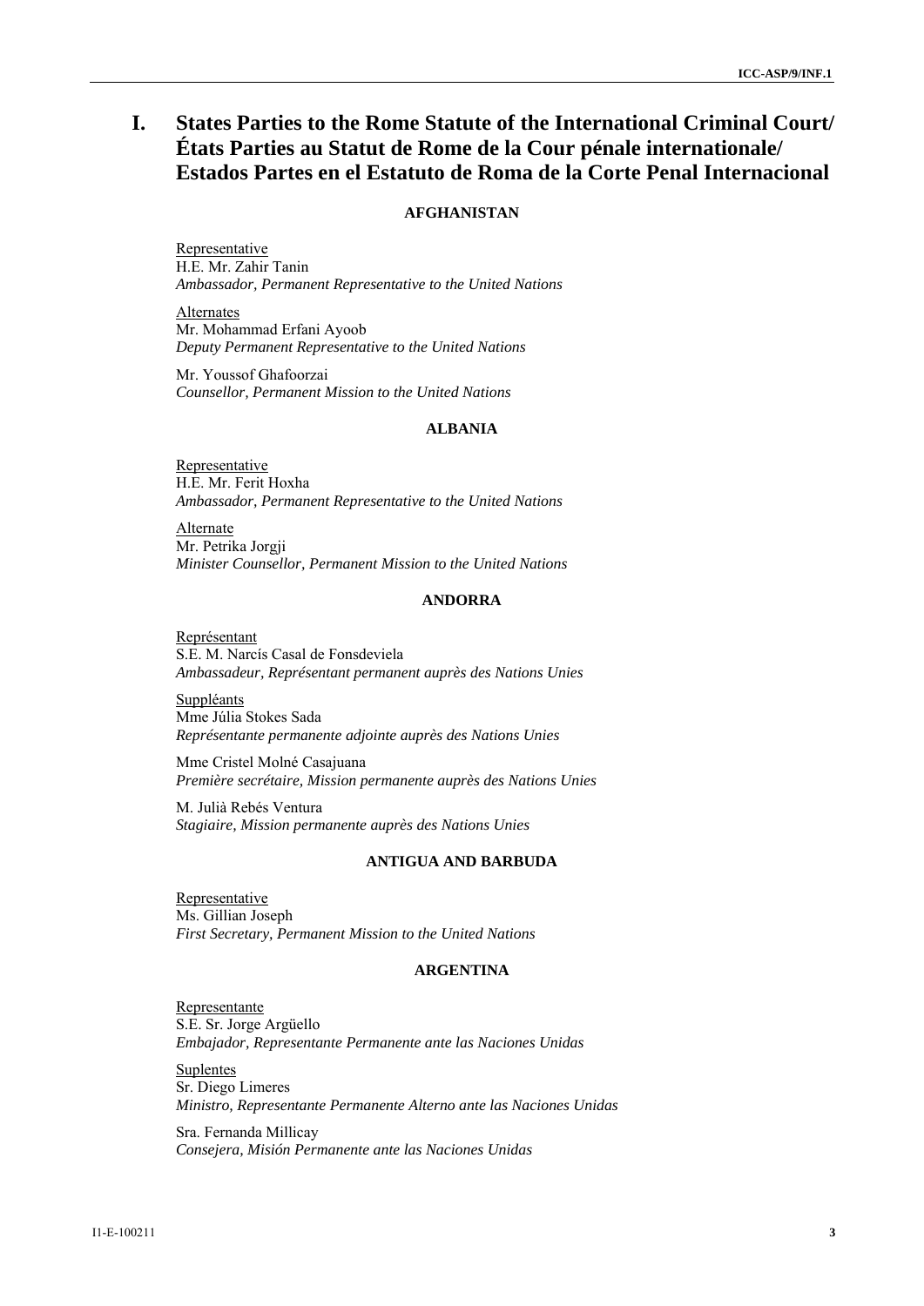# I. States Parties to the Rome Statute of the International Criminal Court/ États Parties au Statut de Rome de la Cour pénale internationale/ Estados Partes en el Estatuto de Roma de la Corte Penal Internacional

### AFGHANISTAN

Representative
H.E. Mr. Zahir Tanin
*Ambassador, Permanent Representative to the United Nations*

Alternates
Mr. Mohammad Erfani Ayoob
*Deputy Permanent Representative to the United Nations*

Mr. Youssof Ghafoorzai
*Counsellor, Permanent Mission to the United Nations*

### ALBANIA

Representative
H.E. Mr. Ferit Hoxha
*Ambassador, Permanent Representative to the United Nations*

Alternate
Mr. Petrika Jorgji
*Minister Counsellor, Permanent Mission to the United Nations*

### ANDORRA

Représentant
S.E. M. Narcís Casal de Fonsdeviela
*Ambassadeur, Représentant permanent auprès des Nations Unies*

Suppléants
Mme Júlia Stokes Sada
*Représentante permanente adjointe auprès des Nations Unies*

Mme Cristel Molné Casajuana
*Première secrétaire, Mission permanente auprès des Nations Unies*

M. Julià Rebés Ventura
*Stagiaire, Mission permanente auprès des Nations Unies*

### ANTIGUA AND BARBUDA

Representative
Ms. Gillian Joseph
*First Secretary, Permanent Mission to the United Nations*

### ARGENTINA

Representante
S.E. Sr. Jorge Argüello
*Embajador, Representante Permanente ante las Naciones Unidas*

Suplentes
Sr. Diego Limeres
*Ministro, Representante Permanente Alterno ante las Naciones Unidas*

Sra. Fernanda Millicay
*Consejera, Misión Permanente ante las Naciones Unidas*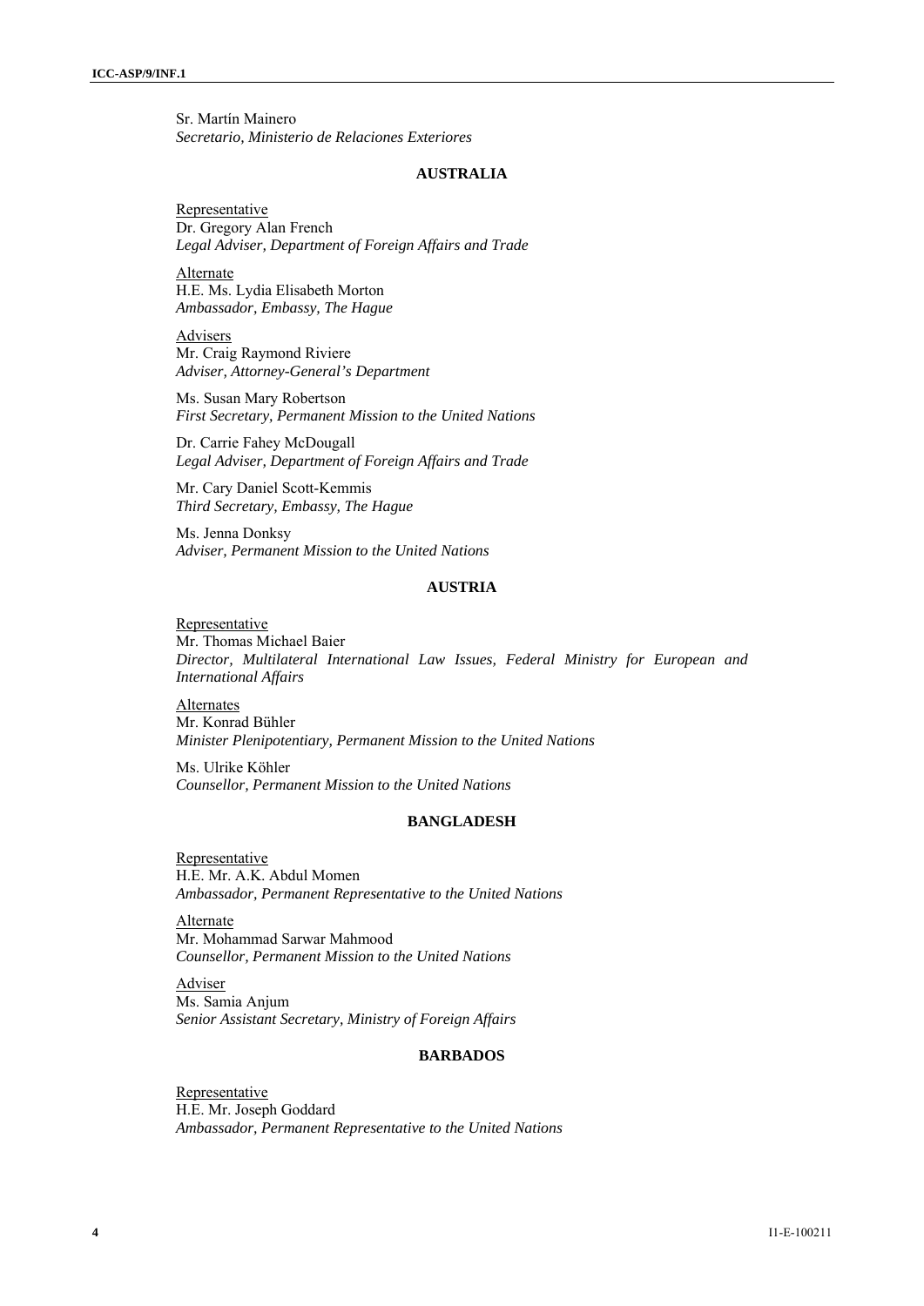Sr. Martín Mainero
*Secretario, Ministerio de Relaciones Exteriores*

### AUSTRALIA

Representative
Dr. Gregory Alan French
*Legal Adviser, Department of Foreign Affairs and Trade*

Alternate
H.E. Ms. Lydia Elisabeth Morton
*Ambassador, Embassy, The Hague*

Advisers
Mr. Craig Raymond Riviere
*Adviser, Attorney-General's Department*

Ms. Susan Mary Robertson
*First Secretary, Permanent Mission to the United Nations*

Dr. Carrie Fahey McDougall
*Legal Adviser, Department of Foreign Affairs and Trade*

Mr. Cary Daniel Scott-Kemmis
*Third Secretary, Embassy, The Hague*

Ms. Jenna Donksy
*Adviser, Permanent Mission to the United Nations*

### AUSTRIA

Representative
Mr. Thomas Michael Baier
*Director, Multilateral International Law Issues, Federal Ministry for European and International Affairs*

Alternates
Mr. Konrad Bühler
*Minister Plenipotentiary, Permanent Mission to the United Nations*

Ms. Ulrike Köhler
*Counsellor, Permanent Mission to the United Nations*

### BANGLADESH

Representative
H.E. Mr. A.K. Abdul Momen
*Ambassador, Permanent Representative to the United Nations*

Alternate
Mr. Mohammad Sarwar Mahmood
*Counsellor, Permanent Mission to the United Nations*

Adviser
Ms. Samia Anjum
*Senior Assistant Secretary, Ministry of Foreign Affairs*

### BARBADOS

Representative
H.E. Mr. Joseph Goddard
*Ambassador, Permanent Representative to the United Nations*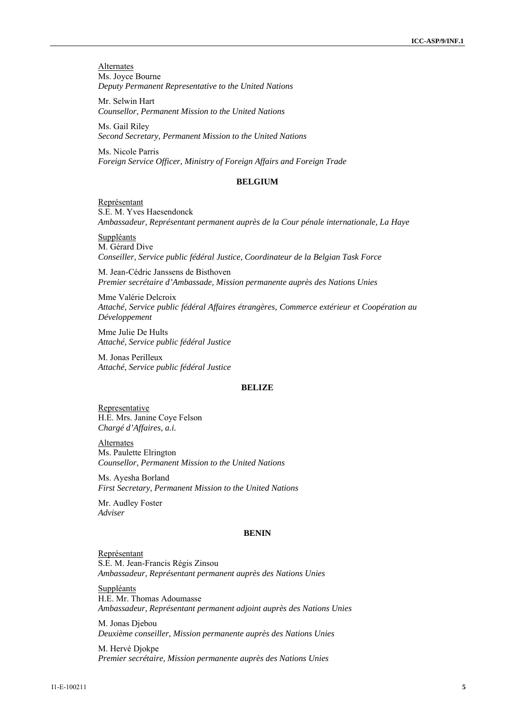Alternates

Ms. Joyce Bourne
*Deputy Permanent Representative to the United Nations*

Mr. Selwin Hart
*Counsellor, Permanent Mission to the United Nations*

Ms. Gail Riley
*Second Secretary, Permanent Mission to the United Nations*

Ms. Nicole Parris
*Foreign Service Officer, Ministry of Foreign Affairs and Foreign Trade*

**BELGIUM**

Représentant

S.E. M. Yves Haesendonck
*Ambassadeur, Représentant permanent auprès de la Cour pénale internationale, La Haye*

Suppléants

M. Gérard Dive
*Conseiller, Service public fédéral Justice, Coordinateur de la Belgian Task Force*

M. Jean-Cédric Janssens de Bisthoven
*Premier secrétaire d'Ambassade, Mission permanente auprès des Nations Unies*

Mme Valérie Delcroix
*Attaché, Service public fédéral Affaires étrangères, Commerce extérieur et Coopération au Développement*

Mme Julie De Hults
*Attaché, Service public fédéral Justice*

M. Jonas Perilleux
*Attaché, Service public fédéral Justice*

**BELIZE**

Representative

H.E. Mrs. Janine Coye Felson
*Chargé d'Affaires, a.i.*

Alternates

Ms. Paulette Elrington
*Counsellor, Permanent Mission to the United Nations*

Ms. Ayesha Borland
*First Secretary, Permanent Mission to the United Nations*

Mr. Audley Foster
*Adviser*

**BENIN**

Représentant

S.E. M. Jean-Francis Régis Zinsou
*Ambassadeur, Représentant permanent auprès des Nations Unies*

Suppléants

H.E. Mr. Thomas Adoumasse
*Ambassadeur, Représentant permanent adjoint auprès des Nations Unies*

M. Jonas Djebou
*Deuxième conseiller, Mission permanente auprès des Nations Unies*

M. Hervé Djokpe
*Premier secrétaire, Mission permanente auprès des Nations Unies*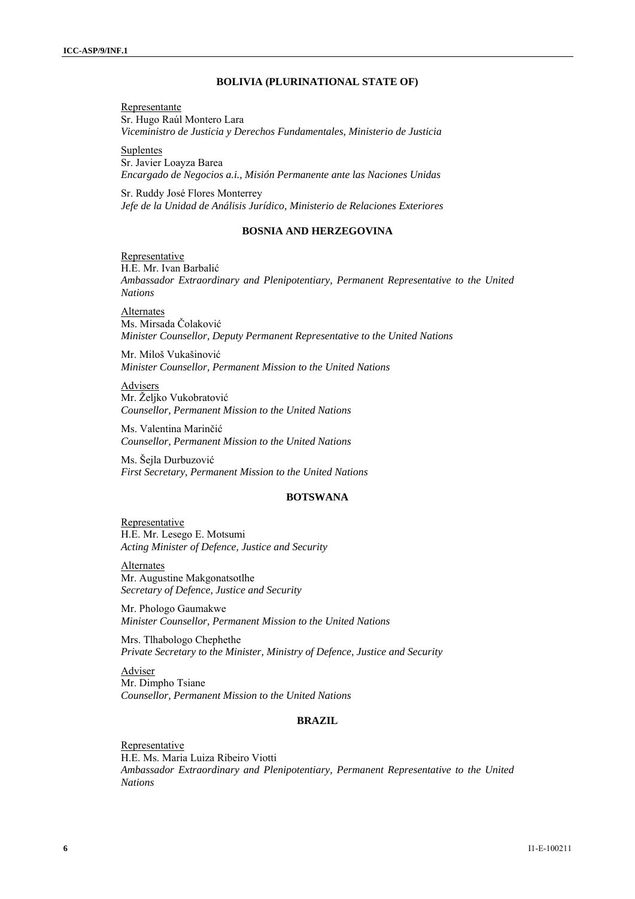## BOLIVIA (PLURINATIONAL STATE OF)

Representante
Sr. Hugo Raúl Montero Lara
*Viceministro de Justicia y Derechos Fundamentales, Ministerio de Justicia*

Suplentes
Sr. Javier Loayza Barea
*Encargado de Negocios a.i., Misión Permanente ante las Naciones Unidas*

Sr. Ruddy José Flores Monterrey
*Jefe de la Unidad de Análisis Jurídico, Ministerio de Relaciones Exteriores*

## BOSNIA AND HERZEGOVINA

Representative
H.E. Mr. Ivan Barbalić
*Ambassador Extraordinary and Plenipotentiary, Permanent Representative to the United Nations*

Alternates
Ms. Mirsada Čolaković
*Minister Counsellor, Deputy Permanent Representative to the United Nations*

Mr. Miloš Vukašinović
*Minister Counsellor, Permanent Mission to the United Nations*

Advisers
Mr. Željko Vukobratović
*Counsellor, Permanent Mission to the United Nations*

Ms. Valentina Marinčić
*Counsellor, Permanent Mission to the United Nations*

Ms. Šejla Durbuzović
*First Secretary, Permanent Mission to the United Nations*

## BOTSWANA

Representative
H.E. Mr. Lesego E. Motsumi
*Acting Minister of Defence, Justice and Security*

Alternates
Mr. Augustine Makgonatsotlhe
*Secretary of Defence, Justice and Security*

Mr. Phologo Gaumakwe
*Minister Counsellor, Permanent Mission to the United Nations*

Mrs. Tlhabologo Chephethe
*Private Secretary to the Minister, Ministry of Defence, Justice and Security*

Adviser
Mr. Dimpho Tsiane
*Counsellor, Permanent Mission to the United Nations*

## BRAZIL

Representative
H.E. Ms. Maria Luiza Ribeiro Viotti
*Ambassador Extraordinary and Plenipotentiary, Permanent Representative to the United Nations*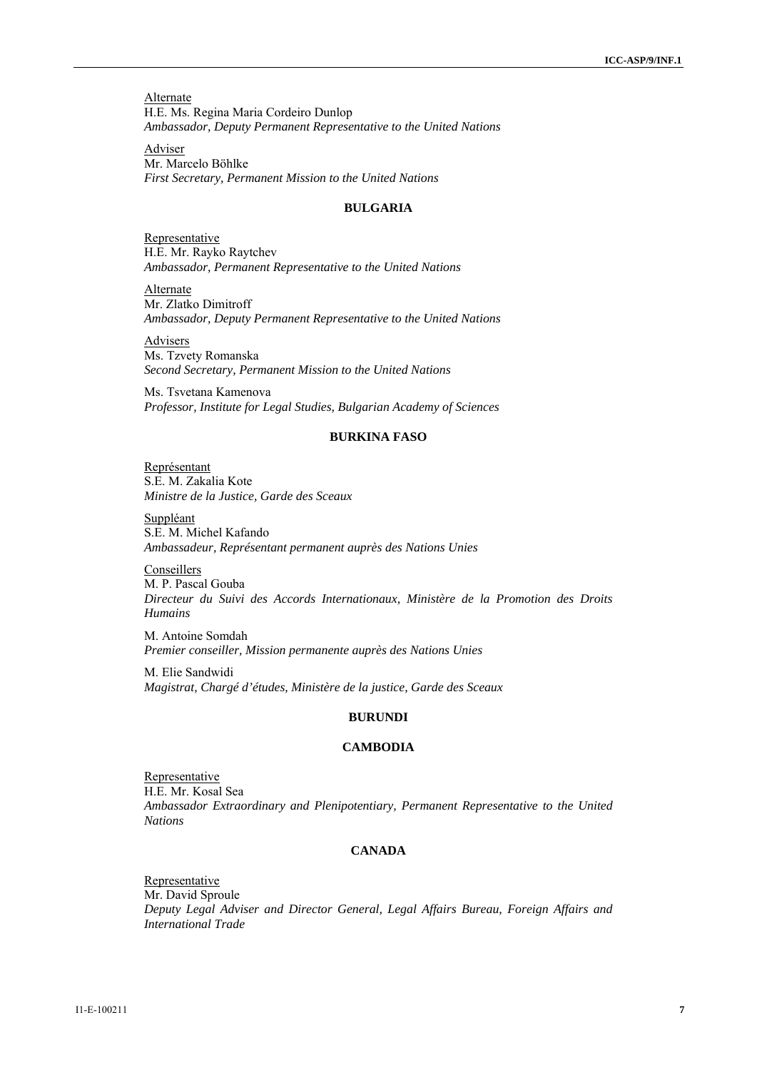Alternate
H.E. Ms. Regina Maria Cordeiro Dunlop
*Ambassador, Deputy Permanent Representative to the United Nations*

Adviser
Mr. Marcelo Böhlke
*First Secretary, Permanent Mission to the United Nations*

## BULGARIA

Representative
H.E. Mr. Rayko Raytchev
*Ambassador, Permanent Representative to the United Nations*

Alternate
Mr. Zlatko Dimitroff
*Ambassador, Deputy Permanent Representative to the United Nations*

Advisers
Ms. Tzvety Romanska
*Second Secretary, Permanent Mission to the United Nations*

Ms. Tsvetana Kamenova
*Professor, Institute for Legal Studies, Bulgarian Academy of Sciences*

## BURKINA FASO

Représentant
S.E. M. Zakalia Kote
*Ministre de la Justice, Garde des Sceaux*

Suppléant
S.E. M. Michel Kafando
*Ambassadeur, Représentant permanent auprès des Nations Unies*

Conseillers
M. P. Pascal Gouba
*Directeur du Suivi des Accords Internationaux, Ministère de la Promotion des Droits Humains*

M. Antoine Somdah
*Premier conseiller, Mission permanente auprès des Nations Unies*

M. Elie Sandwidi
*Magistrat, Chargé d'études, Ministère de la justice, Garde des Sceaux*

## BURUNDI

## CAMBODIA

Representative
H.E. Mr. Kosal Sea
*Ambassador Extraordinary and Plenipotentiary, Permanent Representative to the United Nations*

## CANADA

Representative
Mr. David Sproule
*Deputy Legal Adviser and Director General, Legal Affairs Bureau, Foreign Affairs and International Trade*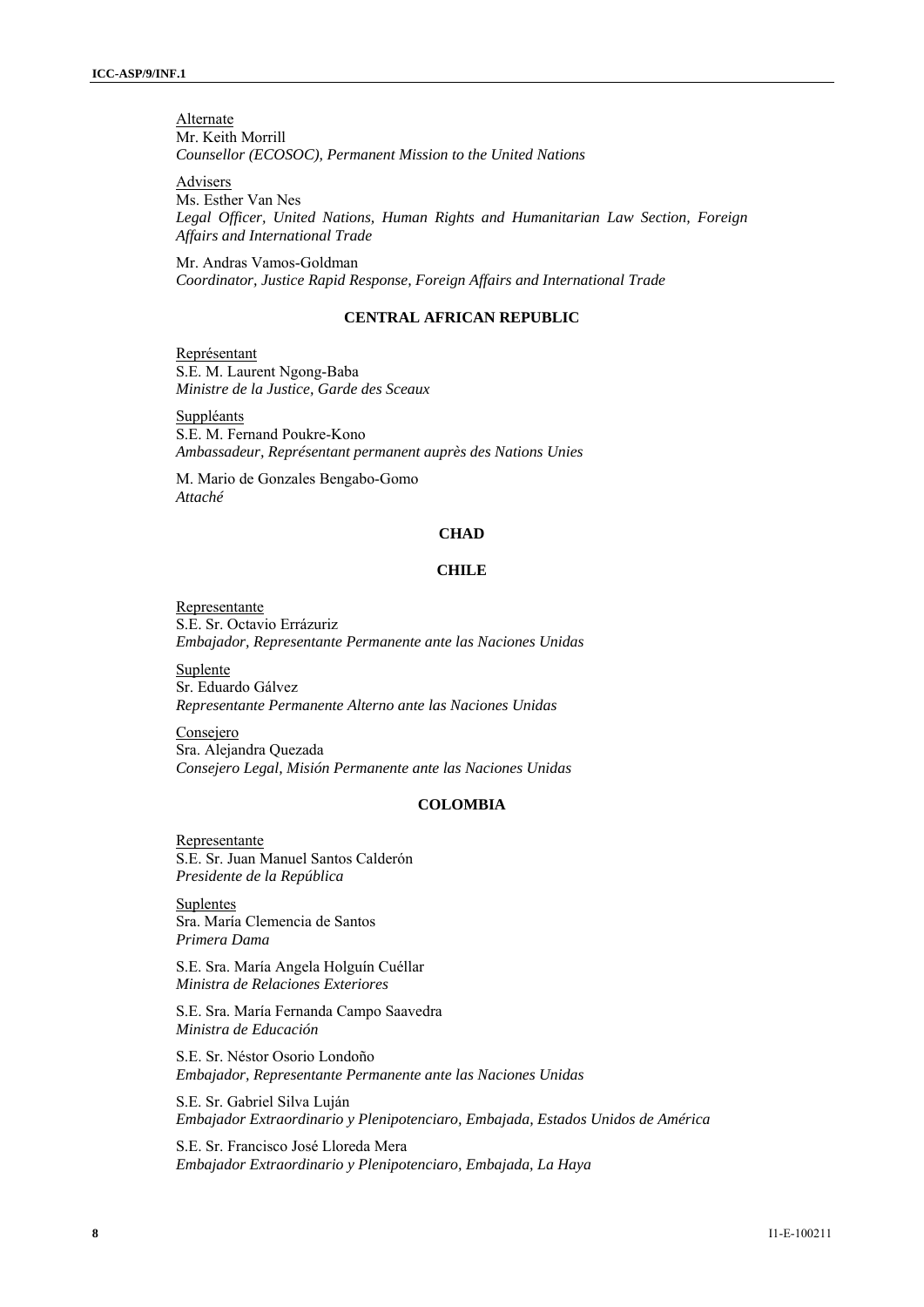Alternate
Mr. Keith Morrill
*Counsellor (ECOSOC), Permanent Mission to the United Nations*

Advisers
Ms. Esther Van Nes
*Legal Officer, United Nations, Human Rights and Humanitarian Law Section, Foreign Affairs and International Trade*

Mr. Andras Vamos-Goldman
*Coordinator, Justice Rapid Response, Foreign Affairs and International Trade*

**CENTRAL AFRICAN REPUBLIC**

Représentant
S.E. M. Laurent Ngong-Baba
*Ministre de la Justice, Garde des Sceaux*

Suppléants
S.E. M. Fernand Poukre-Kono
*Ambassadeur, Représentant permanent auprès des Nations Unies*

M. Mario de Gonzales Bengabo-Gomo
*Attaché*

**CHAD**

**CHILE**

Representante
S.E. Sr. Octavio Errázuriz
*Embajador, Representante Permanente ante las Naciones Unidas*

Suplente
Sr. Eduardo Gálvez
*Representante Permanente Alterno ante las Naciones Unidas*

Consejero
Sra. Alejandra Quezada
*Consejero Legal, Misión Permanente ante las Naciones Unidas*

**COLOMBIA**

Representante
S.E. Sr. Juan Manuel Santos Calderón
*Presidente de la República*

Suplentes
Sra. María Clemencia de Santos
*Primera Dama*

S.E. Sra. María Angela Holguín Cuéllar
*Ministra de Relaciones Exteriores*

S.E. Sra. María Fernanda Campo Saavedra
*Ministra de Educación*

S.E. Sr. Néstor Osorio Londoño
*Embajador, Representante Permanente ante las Naciones Unidas*

S.E. Sr. Gabriel Silva Luján
*Embajador Extraordinario y Plenipotenciaro, Embajada, Estados Unidos de América*

S.E. Sr. Francisco José Lloreda Mera
*Embajador Extraordinario y Plenipotenciaro, Embajada, La Haya*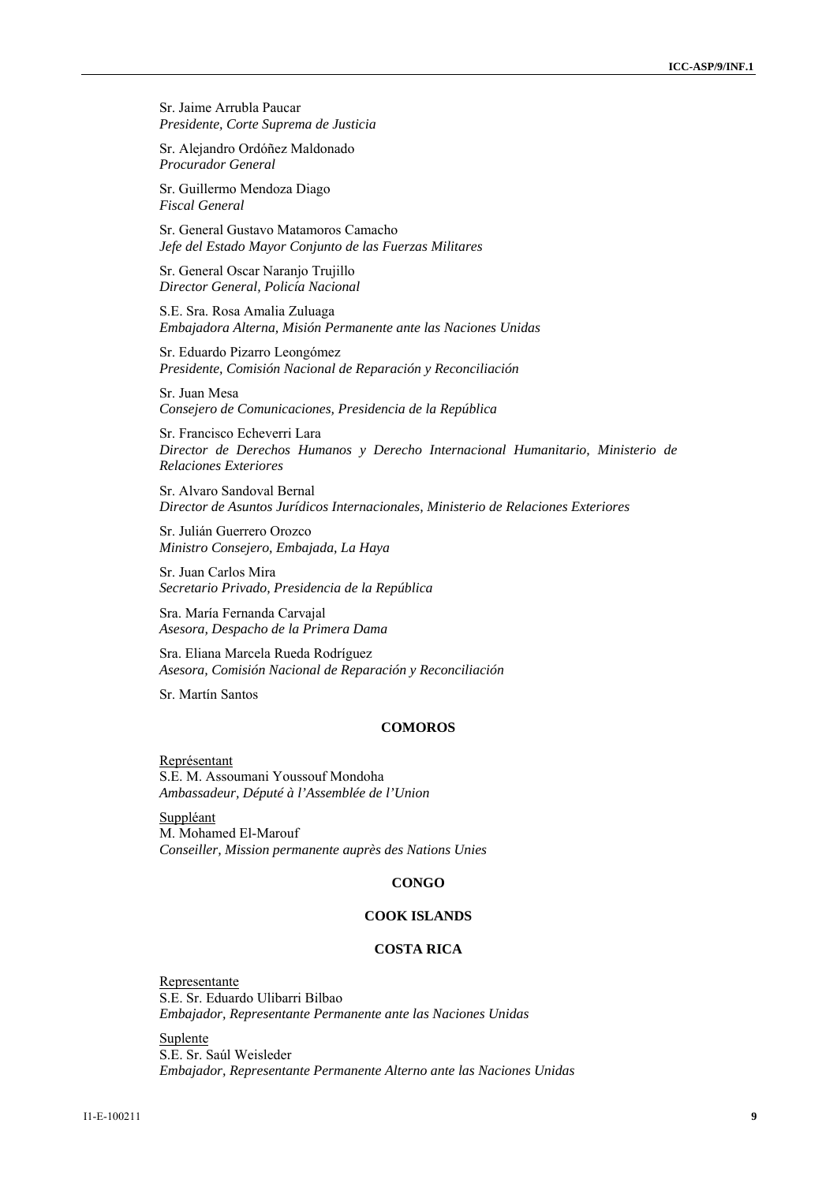Sr. Jaime Arrubla Paucar
*Presidente, Corte Suprema de Justicia*

Sr. Alejandro Ordóñez Maldonado
*Procurador General*

Sr. Guillermo Mendoza Diago
*Fiscal General*

Sr. General Gustavo Matamoros Camacho
*Jefe del Estado Mayor Conjunto de las Fuerzas Militares*

Sr. General Oscar Naranjo Trujillo
*Director General, Policía Nacional*

S.E. Sra. Rosa Amalia Zuluaga
*Embajadora Alterna, Misión Permanente ante las Naciones Unidas*

Sr. Eduardo Pizarro Leongómez
*Presidente, Comisión Nacional de Reparación y Reconciliación*

Sr. Juan Mesa
*Consejero de Comunicaciones, Presidencia de la República*

Sr. Francisco Echeverri Lara
*Director de Derechos Humanos y Derecho Internacional Humanitario, Ministerio de Relaciones Exteriores*

Sr. Alvaro Sandoval Bernal
*Director de Asuntos Jurídicos Internacionales, Ministerio de Relaciones Exteriores*

Sr. Julián Guerrero Orozco
*Ministro Consejero, Embajada, La Haya*

Sr. Juan Carlos Mira
*Secretario Privado, Presidencia de la República*

Sra. María Fernanda Carvajal
*Asesora, Despacho de la Primera Dama*

Sra. Eliana Marcela Rueda Rodríguez
*Asesora, Comisión Nacional de Reparación y Reconciliación*

Sr. Martín Santos

## COMOROS

Représentant
S.E. M. Assoumani Youssouf Mondoha
*Ambassadeur, Député à l'Assemblée de l'Union*

Suppléant
M. Mohamed El-Marouf
*Conseiller, Mission permanente auprès des Nations Unies*

## CONGO

## COOK ISLANDS

## COSTA RICA

Representante
S.E. Sr. Eduardo Ulibarri Bilbao
*Embajador, Representante Permanente ante las Naciones Unidas*

Suplente
S.E. Sr. Saúl Weisleder
*Embajador, Representante Permanente Alterno ante las Naciones Unidas*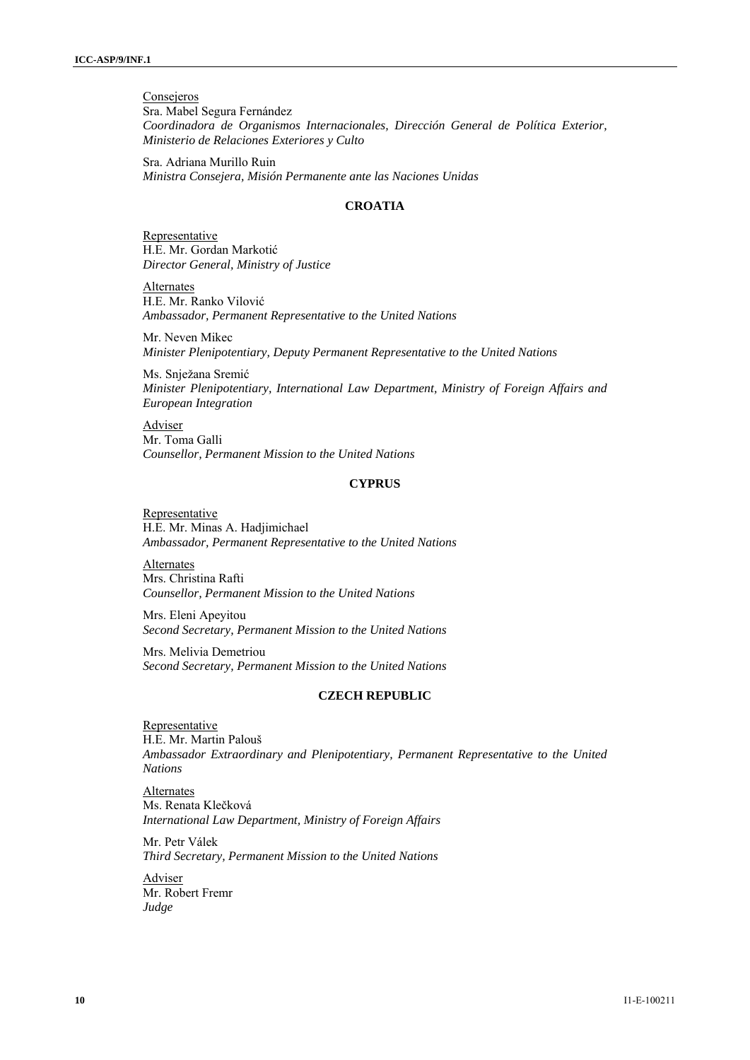Consejeros
Sra. Mabel Segura Fernández
*Coordinadora de Organismos Internacionales, Dirección General de Política Exterior, Ministerio de Relaciones Exteriores y Culto*

Sra. Adriana Murillo Ruin
*Ministra Consejera, Misión Permanente ante las Naciones Unidas*

## CROATIA

Representative
H.E. Mr. Gordan Markotić
*Director General, Ministry of Justice*

Alternates
H.E. Mr. Ranko Vilović
*Ambassador, Permanent Representative to the United Nations*

Mr. Neven Mikec
*Minister Plenipotentiary, Deputy Permanent Representative to the United Nations*

Ms. Snježana Sremić
*Minister Plenipotentiary, International Law Department, Ministry of Foreign Affairs and European Integration*

Adviser
Mr. Toma Galli
*Counsellor, Permanent Mission to the United Nations*

## CYPRUS

Representative
H.E. Mr. Minas A. Hadjimichael
*Ambassador, Permanent Representative to the United Nations*

Alternates
Mrs. Christina Rafti
*Counsellor, Permanent Mission to the United Nations*

Mrs. Eleni Apeyitou
*Second Secretary, Permanent Mission to the United Nations*

Mrs. Melivia Demetriou
*Second Secretary, Permanent Mission to the United Nations*

## CZECH REPUBLIC

Representative
H.E. Mr. Martin Palouš
*Ambassador Extraordinary and Plenipotentiary, Permanent Representative to the United Nations*

Alternates
Ms. Renata Klečková
*International Law Department, Ministry of Foreign Affairs*

Mr. Petr Válek
*Third Secretary, Permanent Mission to the United Nations*

Adviser
Mr. Robert Fremr
*Judge*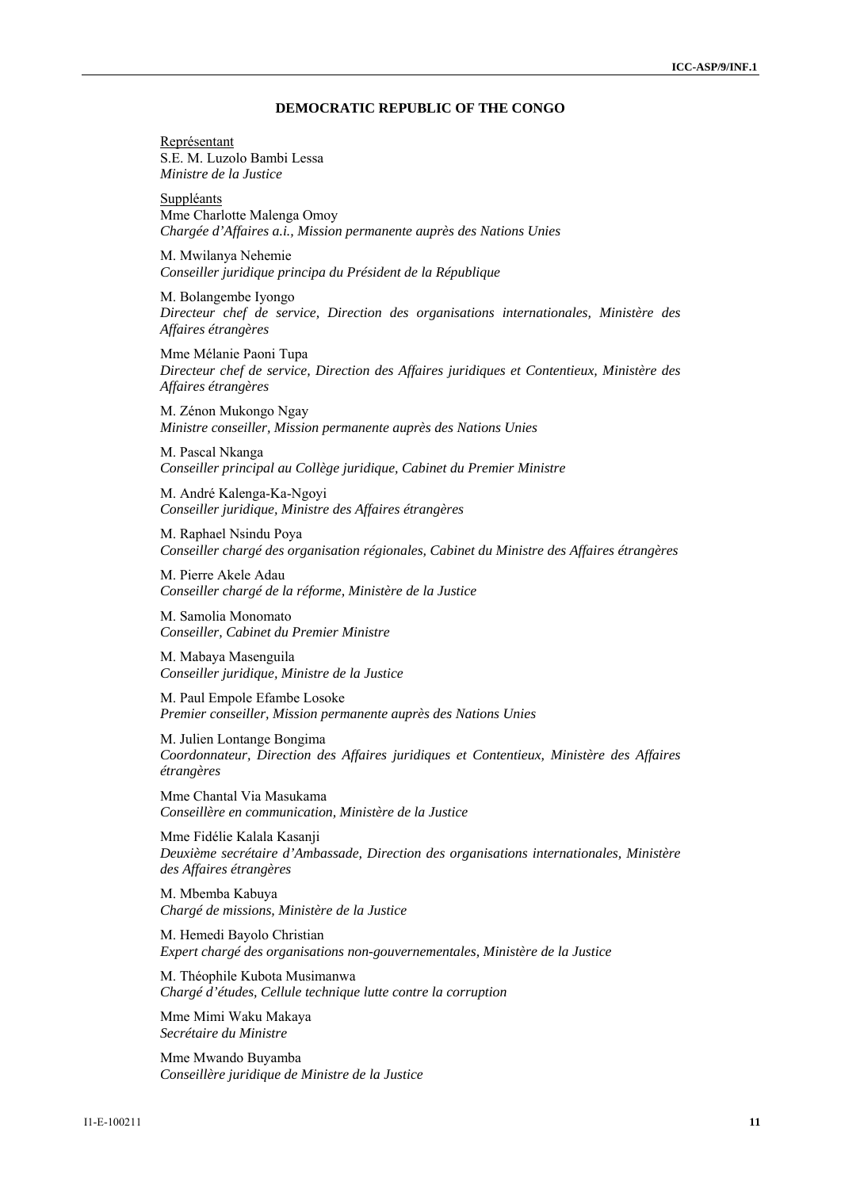## DEMOCRATIC REPUBLIC OF THE CONGO

Représentant
S.E. M. Luzolo Bambi Lessa
*Ministre de la Justice*

Suppléants
Mme Charlotte Malenga Omoy
*Chargée d'Affaires a.i., Mission permanente auprès des Nations Unies*

M. Mwilanya Nehemie
*Conseiller juridique principa du Président de la République*

M. Bolangembe Iyongo
*Directeur chef de service, Direction des organisations internationales, Ministère des Affaires étrangères*

Mme Mélanie Paoni Tupa
*Directeur chef de service, Direction des Affaires juridiques et Contentieux, Ministère des Affaires étrangères*

M. Zénon Mukongo Ngay
*Ministre conseiller, Mission permanente auprès des Nations Unies*

M. Pascal Nkanga
*Conseiller principal au Collège juridique, Cabinet du Premier Ministre*

M. André Kalenga-Ka-Ngoyi
*Conseiller juridique, Ministre des Affaires étrangères*

M. Raphael Nsindu Poya
*Conseiller chargé des organisation régionales, Cabinet du Ministre des Affaires étrangères*

M. Pierre Akele Adau
*Conseiller chargé de la réforme, Ministère de la Justice*

M. Samolia Monomato
*Conseiller, Cabinet du Premier Ministre*

M. Mabaya Masenguila
*Conseiller juridique, Ministre de la Justice*

M. Paul Empole Efambe Losoke
*Premier conseiller, Mission permanente auprès des Nations Unies*

M. Julien Lontange Bongima
*Coordonnateur, Direction des Affaires juridiques et Contentieux, Ministère des Affaires étrangères*

Mme Chantal Via Masukama
*Conseillère en communication, Ministère de la Justice*

Mme Fidélie Kalala Kasanji
*Deuxième secrétaire d'Ambassade, Direction des organisations internationales, Ministère des Affaires étrangères*

M. Mbemba Kabuya
*Chargé de missions, Ministère de la Justice*

M. Hemedi Bayolo Christian
*Expert chargé des organisations non-gouvernementales, Ministère de la Justice*

M. Théophile Kubota Musimanwa
*Chargé d'études, Cellule technique lutte contre la corruption*

Mme Mimi Waku Makaya
*Secrétaire du Ministre*

Mme Mwando Buyamba
*Conseillère juridique de Ministre de la Justice*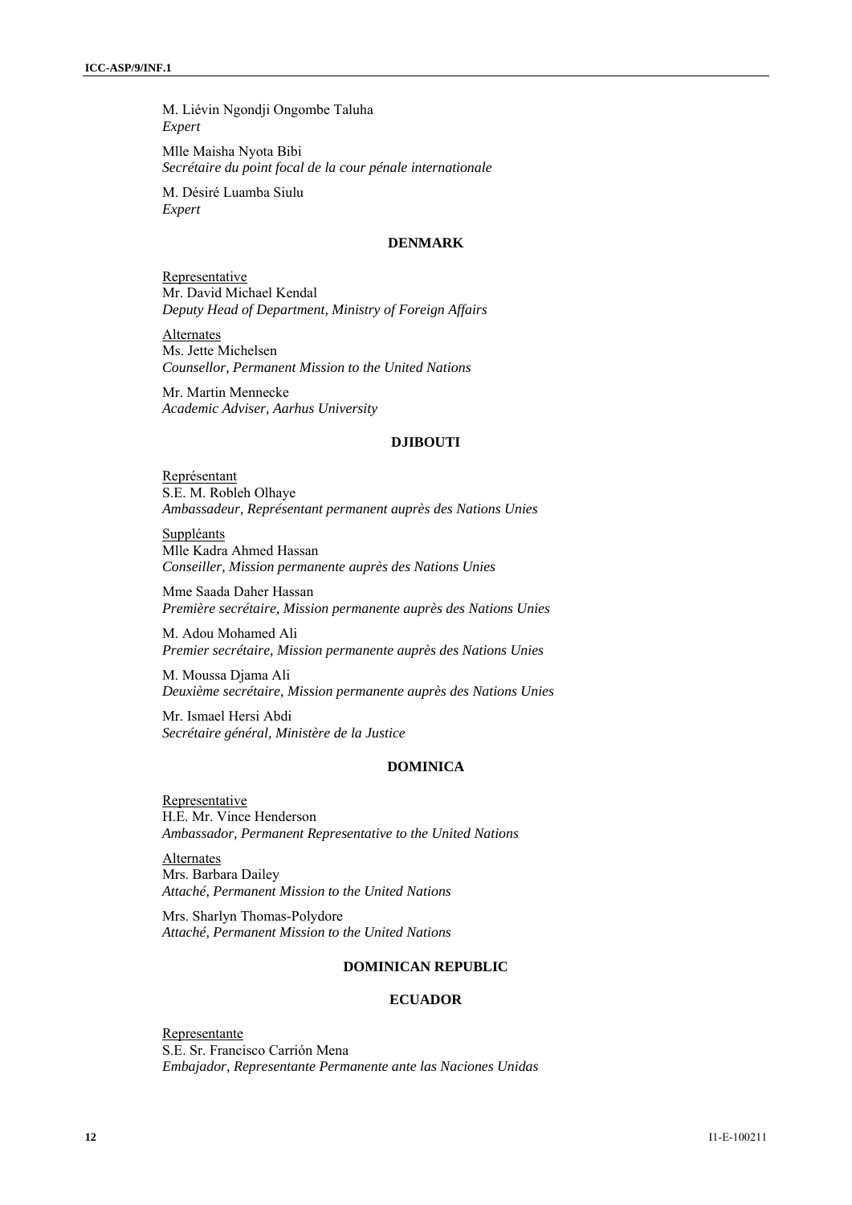M. Liévin Ngondji Ongombe Taluha
*Expert*

Mlle Maisha Nyota Bibi
*Secrétaire du point focal de la cour pénale internationale*

M. Désiré Luamba Siulu
*Expert*

### DENMARK

Representative
Mr. David Michael Kendal
*Deputy Head of Department, Ministry of Foreign Affairs*

Alternates
Ms. Jette Michelsen
*Counsellor, Permanent Mission to the United Nations*

Mr. Martin Mennecke
*Academic Adviser, Aarhus University*

### DJIBOUTI

Représentant
S.E. M. Robleh Olhaye
*Ambassadeur, Représentant permanent auprès des Nations Unies*

Suppléants
Mlle Kadra Ahmed Hassan
*Conseiller, Mission permanente auprès des Nations Unies*

Mme Saada Daher Hassan
*Première secrétaire, Mission permanente auprès des Nations Unies*

M. Adou Mohamed Ali
*Premier secrétaire, Mission permanente auprès des Nations Unies*

M. Moussa Djama Ali
*Deuxième secrétaire, Mission permanente auprès des Nations Unies*

Mr. Ismael Hersi Abdi
*Secrétaire général, Ministère de la Justice*

### DOMINICA

Representative
H.E. Mr. Vince Henderson
*Ambassador, Permanent Representative to the United Nations*

Alternates
Mrs. Barbara Dailey
*Attaché, Permanent Mission to the United Nations*

Mrs. Sharlyn Thomas-Polydore
*Attaché, Permanent Mission to the United Nations*

### DOMINICAN REPUBLIC

### ECUADOR

Representante
S.E. Sr. Francisco Carrión Mena
*Embajador, Representante Permanente ante las Naciones Unidas*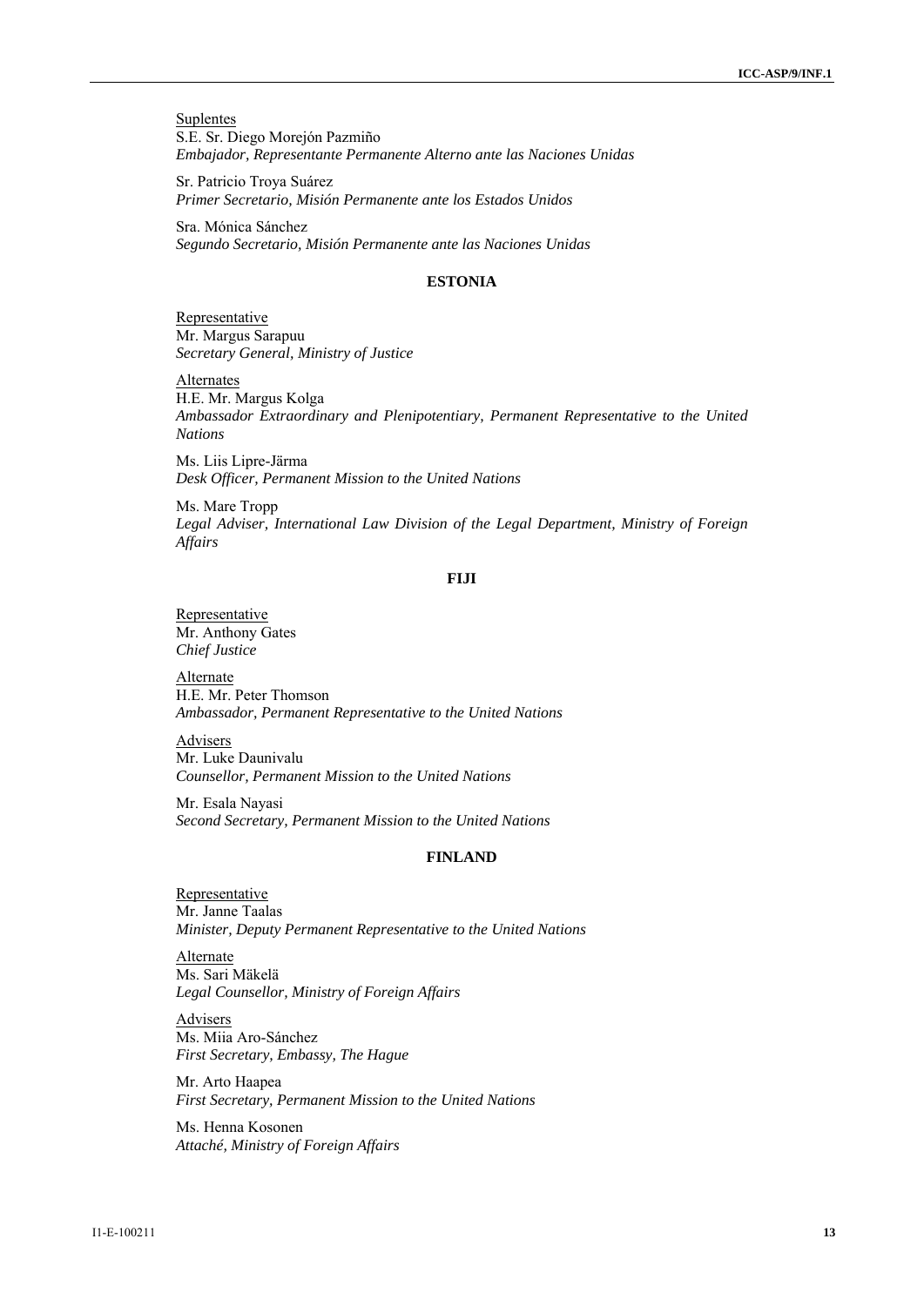Suplentes
S.E. Sr. Diego Morejón Pazmiño
*Embajador, Representante Permanente Alterno ante las Naciones Unidas*

Sr. Patricio Troya Suárez
*Primer Secretario, Misión Permanente ante los Estados Unidos*

Sra. Mónica Sánchez
*Segundo Secretario, Misión Permanente ante las Naciones Unidas*

### ESTONIA

Representative
Mr. Margus Sarapuu
*Secretary General, Ministry of Justice*

Alternates
H.E. Mr. Margus Kolga
*Ambassador Extraordinary and Plenipotentiary, Permanent Representative to the United Nations*

Ms. Liis Lipre-Järma
*Desk Officer, Permanent Mission to the United Nations*

Ms. Mare Tropp
*Legal Adviser, International Law Division of the Legal Department, Ministry of Foreign Affairs*

### FIJI

Representative
Mr. Anthony Gates
*Chief Justice*

Alternate
H.E. Mr. Peter Thomson
*Ambassador, Permanent Representative to the United Nations*

Advisers
Mr. Luke Daunivalu
*Counsellor, Permanent Mission to the United Nations*

Mr. Esala Nayasi
*Second Secretary, Permanent Mission to the United Nations*

### FINLAND

Representative
Mr. Janne Taalas
*Minister, Deputy Permanent Representative to the United Nations*

Alternate
Ms. Sari Mäkelä
*Legal Counsellor, Ministry of Foreign Affairs*

Advisers
Ms. Miia Aro-Sánchez
*First Secretary, Embassy, The Hague*

Mr. Arto Haapea
*First Secretary, Permanent Mission to the United Nations*

Ms. Henna Kosonen
*Attaché, Ministry of Foreign Affairs*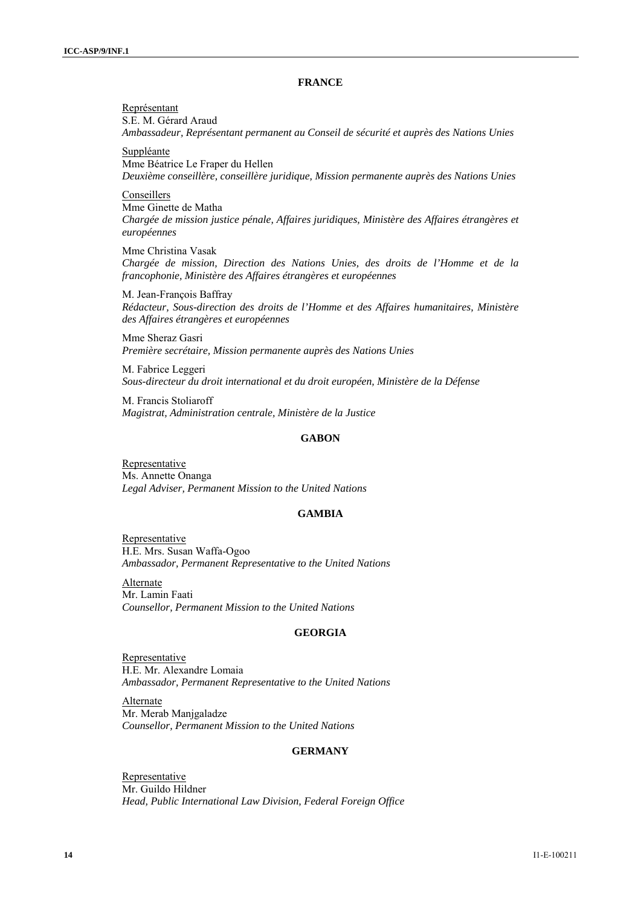**FRANCE**

Représentant
S.E. M. Gérard Araud
*Ambassadeur, Représentant permanent au Conseil de sécurité et auprès des Nations Unies*

Suppléante
Mme Béatrice Le Fraper du Hellen
*Deuxième conseillère, conseillère juridique, Mission permanente auprès des Nations Unies*

Conseillers
Mme Ginette de Matha
*Chargée de mission justice pénale, Affaires juridiques, Ministère des Affaires étrangères et européennes*

Mme Christina Vasak
*Chargée de mission, Direction des Nations Unies, des droits de l'Homme et de la francophonie, Ministère des Affaires étrangères et européennes*

M. Jean-François Baffray
*Rédacteur, Sous-direction des droits de l'Homme et des Affaires humanitaires, Ministère des Affaires étrangères et européennes*

Mme Sheraz Gasri
*Première secrétaire, Mission permanente auprès des Nations Unies*

M. Fabrice Leggeri
*Sous-directeur du droit international et du droit européen, Ministère de la Défense*

M. Francis Stoliaroff
*Magistrat, Administration centrale, Ministère de la Justice*

**GABON**

Representative
Ms. Annette Onanga
*Legal Adviser, Permanent Mission to the United Nations*

**GAMBIA**

Representative
H.E. Mrs. Susan Waffa-Ogoo
*Ambassador, Permanent Representative to the United Nations*

Alternate
Mr. Lamin Faati
*Counsellor, Permanent Mission to the United Nations*

**GEORGIA**

Representative
H.E. Mr. Alexandre Lomaia
*Ambassador, Permanent Representative to the United Nations*

Alternate
Mr. Merab Manjgaladze
*Counsellor, Permanent Mission to the United Nations*

**GERMANY**

Representative
Mr. Guildo Hildner
*Head, Public International Law Division, Federal Foreign Office*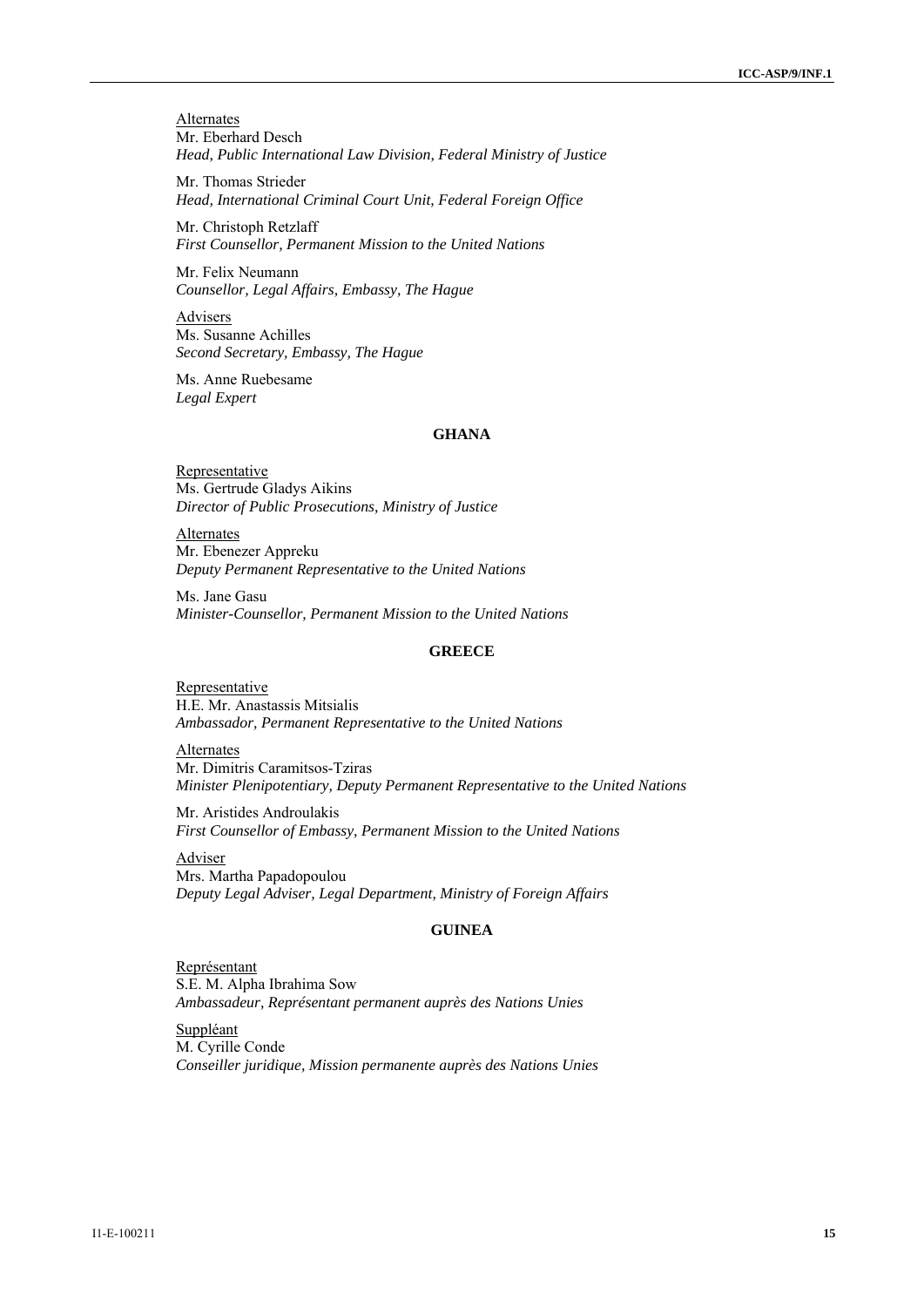Alternates

Mr. Eberhard Desch
*Head, Public International Law Division, Federal Ministry of Justice*

Mr. Thomas Strieder
*Head, International Criminal Court Unit, Federal Foreign Office*

Mr. Christoph Retzlaff
*First Counsellor, Permanent Mission to the United Nations*

Mr. Felix Neumann
*Counsellor, Legal Affairs, Embassy, The Hague*

Advisers

Ms. Susanne Achilles
*Second Secretary, Embassy, The Hague*

Ms. Anne Ruebesame
*Legal Expert*

**GHANA**

Representative

Ms. Gertrude Gladys Aikins
*Director of Public Prosecutions, Ministry of Justice*

Alternates

Mr. Ebenezer Appreku
*Deputy Permanent Representative to the United Nations*

Ms. Jane Gasu
*Minister-Counsellor, Permanent Mission to the United Nations*

**GREECE**

Representative

H.E. Mr. Anastassis Mitsialis
*Ambassador, Permanent Representative to the United Nations*

Alternates

Mr. Dimitris Caramitsos-Tziras
*Minister Plenipotentiary, Deputy Permanent Representative to the United Nations*

Mr. Aristides Androulakis
*First Counsellor of Embassy, Permanent Mission to the United Nations*

Adviser

Mrs. Martha Papadopoulou
*Deputy Legal Adviser, Legal Department, Ministry of Foreign Affairs*

**GUINEA**

Représentant

S.E. M. Alpha Ibrahima Sow
*Ambassadeur, Représentant permanent auprès des Nations Unies*

Suppléant

M. Cyrille Conde
*Conseiller juridique, Mission permanente auprès des Nations Unies*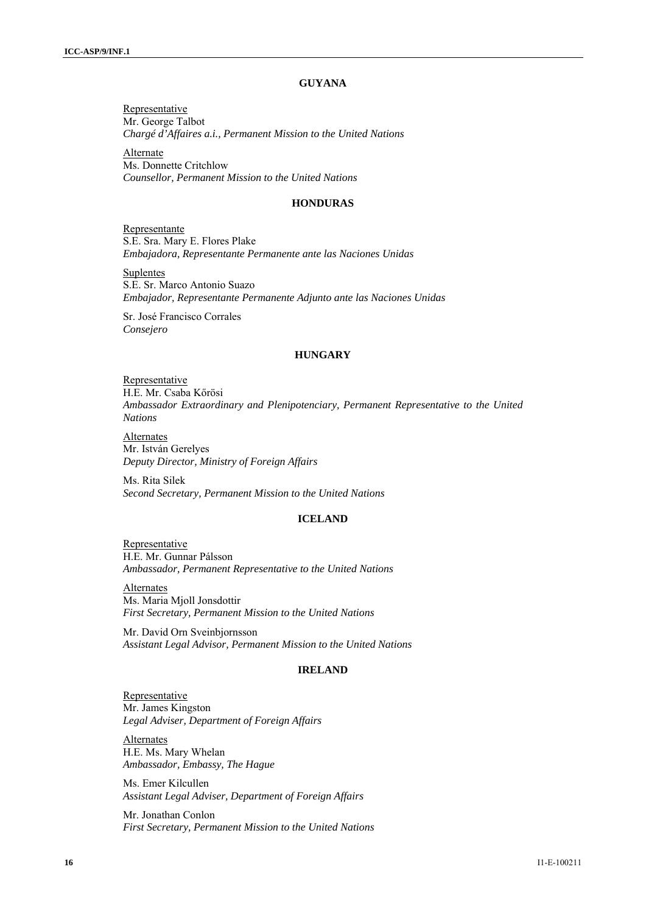## GUYANA

Representative
Mr. George Talbot
*Chargé d'Affaires a.i., Permanent Mission to the United Nations*

Alternate
Ms. Donnette Critchlow
*Counsellor, Permanent Mission to the United Nations*

## HONDURAS

Representante
S.E. Sra. Mary E. Flores Plake
*Embajadora, Representante Permanente ante las Naciones Unidas*

Suplentes
S.E. Sr. Marco Antonio Suazo
*Embajador, Representante Permanente Adjunto ante las Naciones Unidas*

Sr. José Francisco Corrales
*Consejero*

## HUNGARY

Representative
H.E. Mr. Csaba Kőrösi
*Ambassador Extraordinary and Plenipotenciary, Permanent Representative to the United Nations*

Alternates
Mr. István Gerelyes
*Deputy Director, Ministry of Foreign Affairs*

Ms. Rita Silek
*Second Secretary, Permanent Mission to the United Nations*

## ICELAND

Representative
H.E. Mr. Gunnar Pálsson
*Ambassador, Permanent Representative to the United Nations*

Alternates
Ms. Maria Mjoll Jonsdottir
*First Secretary, Permanent Mission to the United Nations*

Mr. David Orn Sveinbjornsson
*Assistant Legal Advisor, Permanent Mission to the United Nations*

## IRELAND

Representative
Mr. James Kingston
*Legal Adviser, Department of Foreign Affairs*

Alternates
H.E. Ms. Mary Whelan
*Ambassador, Embassy, The Hague*

Ms. Emer Kilcullen
*Assistant Legal Adviser, Department of Foreign Affairs*

Mr. Jonathan Conlon
*First Secretary, Permanent Mission to the United Nations*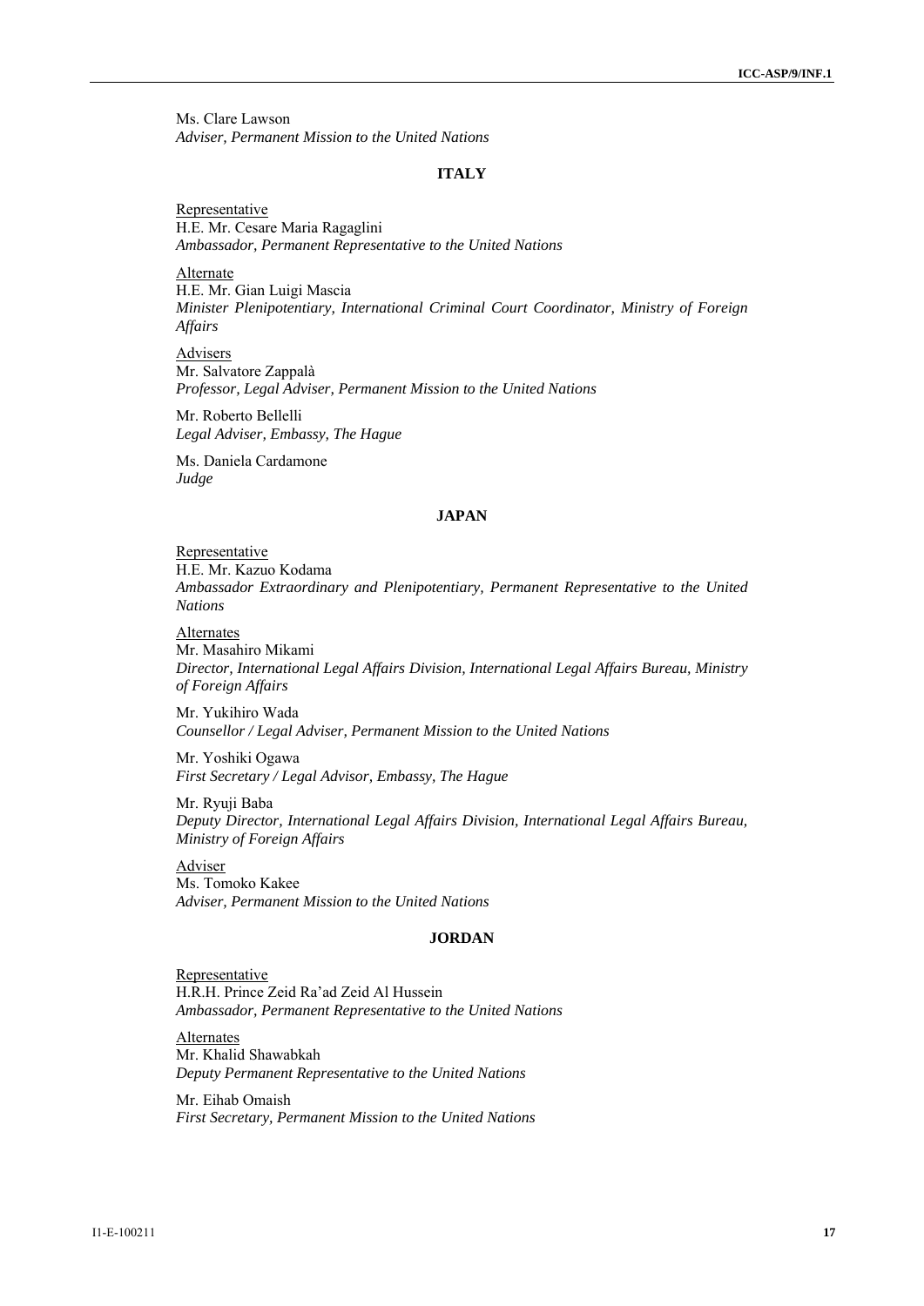Ms. Clare Lawson
*Adviser, Permanent Mission to the United Nations*

**ITALY**

Representative
H.E. Mr. Cesare Maria Ragaglini
*Ambassador, Permanent Representative to the United Nations*

Alternate
H.E. Mr. Gian Luigi Mascia
*Minister Plenipotentiary, International Criminal Court Coordinator, Ministry of Foreign Affairs*

Advisers
Mr. Salvatore Zappalà
*Professor, Legal Adviser, Permanent Mission to the United Nations*

Mr. Roberto Bellelli
*Legal Adviser, Embassy, The Hague*

Ms. Daniela Cardamone
*Judge*

**JAPAN**

Representative
H.E. Mr. Kazuo Kodama
*Ambassador Extraordinary and Plenipotentiary, Permanent Representative to the United Nations*

Alternates
Mr. Masahiro Mikami
*Director, International Legal Affairs Division, International Legal Affairs Bureau, Ministry of Foreign Affairs*

Mr. Yukihiro Wada
*Counsellor / Legal Adviser, Permanent Mission to the United Nations*

Mr. Yoshiki Ogawa
*First Secretary / Legal Advisor, Embassy, The Hague*

Mr. Ryuji Baba
*Deputy Director, International Legal Affairs Division, International Legal Affairs Bureau, Ministry of Foreign Affairs*

Adviser
Ms. Tomoko Kakee
*Adviser, Permanent Mission to the United Nations*

**JORDAN**

Representative
H.R.H. Prince Zeid Ra'ad Zeid Al Hussein
*Ambassador, Permanent Representative to the United Nations*

Alternates
Mr. Khalid Shawabkah
*Deputy Permanent Representative to the United Nations*

Mr. Eihab Omaish
*First Secretary, Permanent Mission to the United Nations*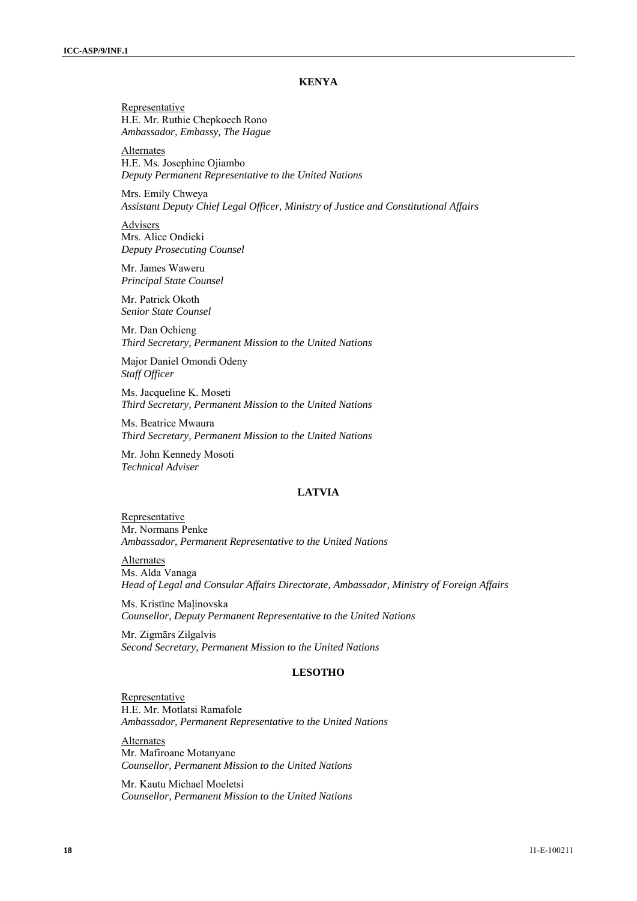## KENYA

Representative
H.E. Mr. Ruthie Chepkoech Rono
*Ambassador, Embassy, The Hague*

Alternates
H.E. Ms. Josephine Ojiambo
*Deputy Permanent Representative to the United Nations*

Mrs. Emily Chweya
*Assistant Deputy Chief Legal Officer, Ministry of Justice and Constitutional Affairs*

Advisers
Mrs. Alice Ondieki
*Deputy Prosecuting Counsel*

Mr. James Waweru
*Principal State Counsel*

Mr. Patrick Okoth
*Senior State Counsel*

Mr. Dan Ochieng
*Third Secretary, Permanent Mission to the United Nations*

Major Daniel Omondi Odeny
*Staff Officer*

Ms. Jacqueline K. Moseti
*Third Secretary, Permanent Mission to the United Nations*

Ms. Beatrice Mwaura
*Third Secretary, Permanent Mission to the United Nations*

Mr. John Kennedy Mosoti
*Technical Adviser*

## LATVIA

Representative
Mr. Normans Penke
*Ambassador, Permanent Representative to the United Nations*

Alternates
Ms. Alda Vanaga
*Head of Legal and Consular Affairs Directorate, Ambassador, Ministry of Foreign Affairs*

Ms. Kristīne Maļinovska
*Counsellor, Deputy Permanent Representative to the United Nations*

Mr. Zigmārs Zilgalvis
*Second Secretary, Permanent Mission to the United Nations*

## LESOTHO

Representative
H.E. Mr. Motlatsi Ramafole
*Ambassador, Permanent Representative to the United Nations*

Alternates
Mr. Mafiroane Motanyane
*Counsellor, Permanent Mission to the United Nations*

Mr. Kautu Michael Moeletsi
*Counsellor, Permanent Mission to the United Nations*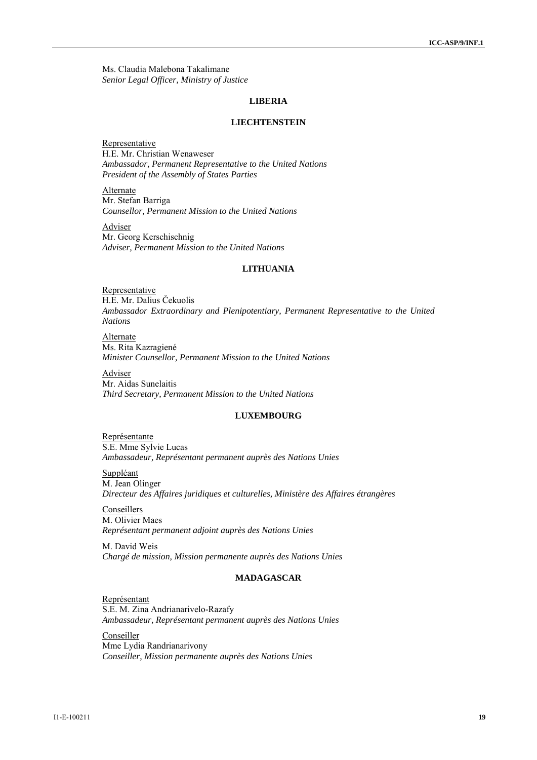Ms. Claudia Malebona Takalimane
*Senior Legal Officer, Ministry of Justice*

## LIBERIA

## LIECHTENSTEIN

Representative
H.E. Mr. Christian Wenaweser
*Ambassador, Permanent Representative to the United Nations*
*President of the Assembly of States Parties*

Alternate
Mr. Stefan Barriga
*Counsellor, Permanent Mission to the United Nations*

Adviser
Mr. Georg Kerschischnig
*Adviser, Permanent Mission to the United Nations*

## LITHUANIA

Representative
H.E. Mr. Dalius Čekuolis
*Ambassador Extraordinary and Plenipotentiary, Permanent Representative to the United Nations*

Alternate
Ms. Rita Kazragiené
*Minister Counsellor, Permanent Mission to the United Nations*

Adviser
Mr. Aidas Sunelaitis
*Third Secretary, Permanent Mission to the United Nations*

## LUXEMBOURG

Représentante
S.E. Mme Sylvie Lucas
*Ambassadeur, Représentant permanent auprès des Nations Unies*

Suppléant
M. Jean Olinger
*Directeur des Affaires juridiques et culturelles, Ministère des Affaires étrangères*

Conseillers
M. Olivier Maes
*Représentant permanent adjoint auprès des Nations Unies*

M. David Weis
*Chargé de mission, Mission permanente auprès des Nations Unies*

## MADAGASCAR

Représentant
S.E. M. Zina Andrianarivelo-Razafy
*Ambassadeur, Représentant permanent auprès des Nations Unies*

Conseiller
Mme Lydia Randrianarivony
*Conseiller, Mission permanente auprès des Nations Unies*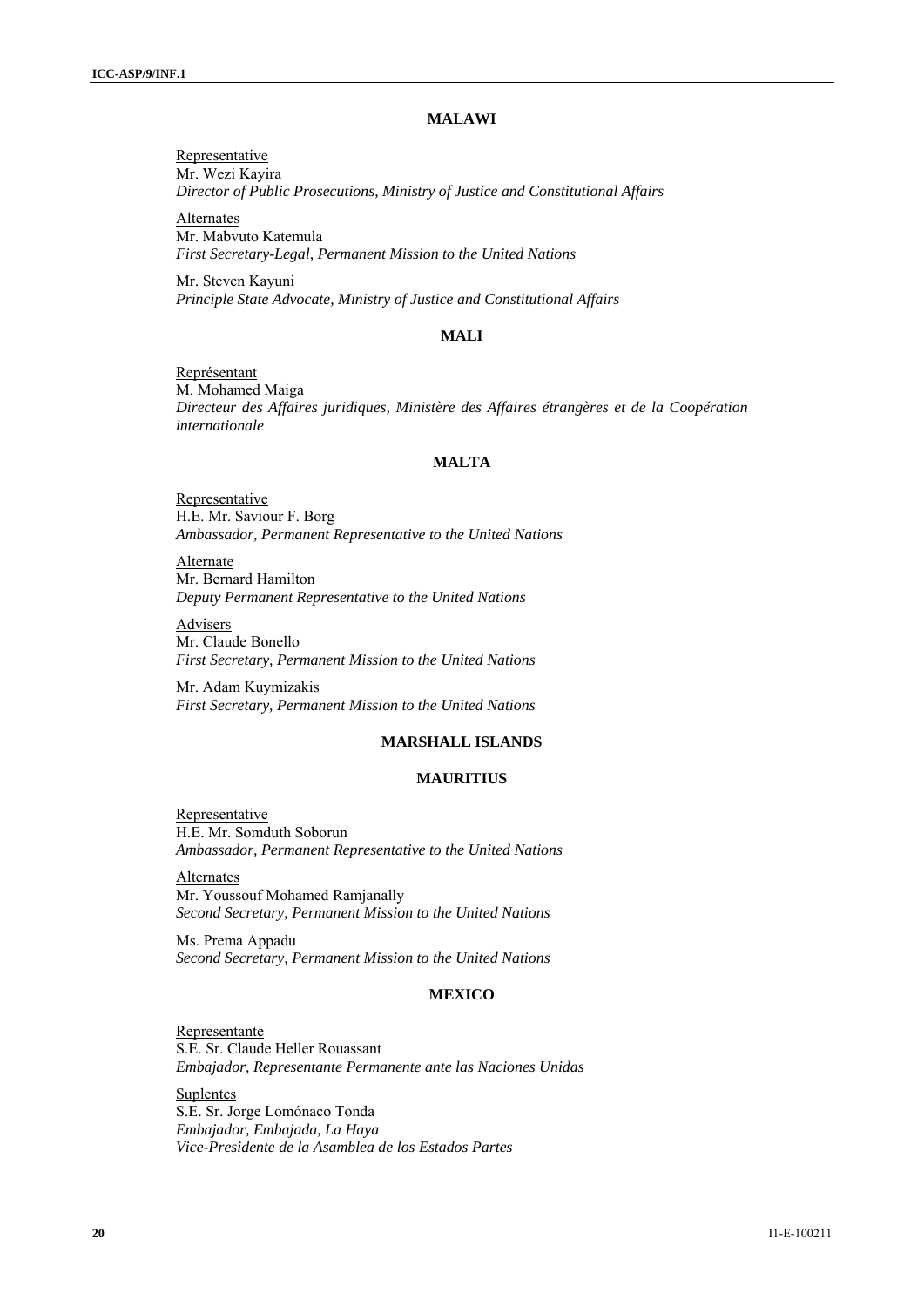## MALAWI

Representative
Mr. Wezi Kayira
*Director of Public Prosecutions, Ministry of Justice and Constitutional Affairs*

Alternates
Mr. Mabvuto Katemula
*First Secretary-Legal, Permanent Mission to the United Nations*

Mr. Steven Kayuni
*Principle State Advocate, Ministry of Justice and Constitutional Affairs*

## MALI

Représentant
M. Mohamed Maiga
*Directeur des Affaires juridiques, Ministère des Affaires étrangères et de la Coopération internationale*

## MALTA

Representative
H.E. Mr. Saviour F. Borg
*Ambassador, Permanent Representative to the United Nations*

Alternate
Mr. Bernard Hamilton
*Deputy Permanent Representative to the United Nations*

Advisers
Mr. Claude Bonello
*First Secretary, Permanent Mission to the United Nations*

Mr. Adam Kuymizakis
*First Secretary, Permanent Mission to the United Nations*

## MARSHALL ISLANDS

## MAURITIUS

Representative
H.E. Mr. Somduth Soborun
*Ambassador, Permanent Representative to the United Nations*

Alternates
Mr. Youssouf Mohamed Ramjanally
*Second Secretary, Permanent Mission to the United Nations*

Ms. Prema Appadu
*Second Secretary, Permanent Mission to the United Nations*

## MEXICO

Representante
S.E. Sr. Claude Heller Rouassant
*Embajador, Representante Permanente ante las Naciones Unidas*

Suplentes
S.E. Sr. Jorge Lomónaco Tonda
*Embajador, Embajada, La Haya*
*Vice-Presidente de la Asamblea de los Estados Partes*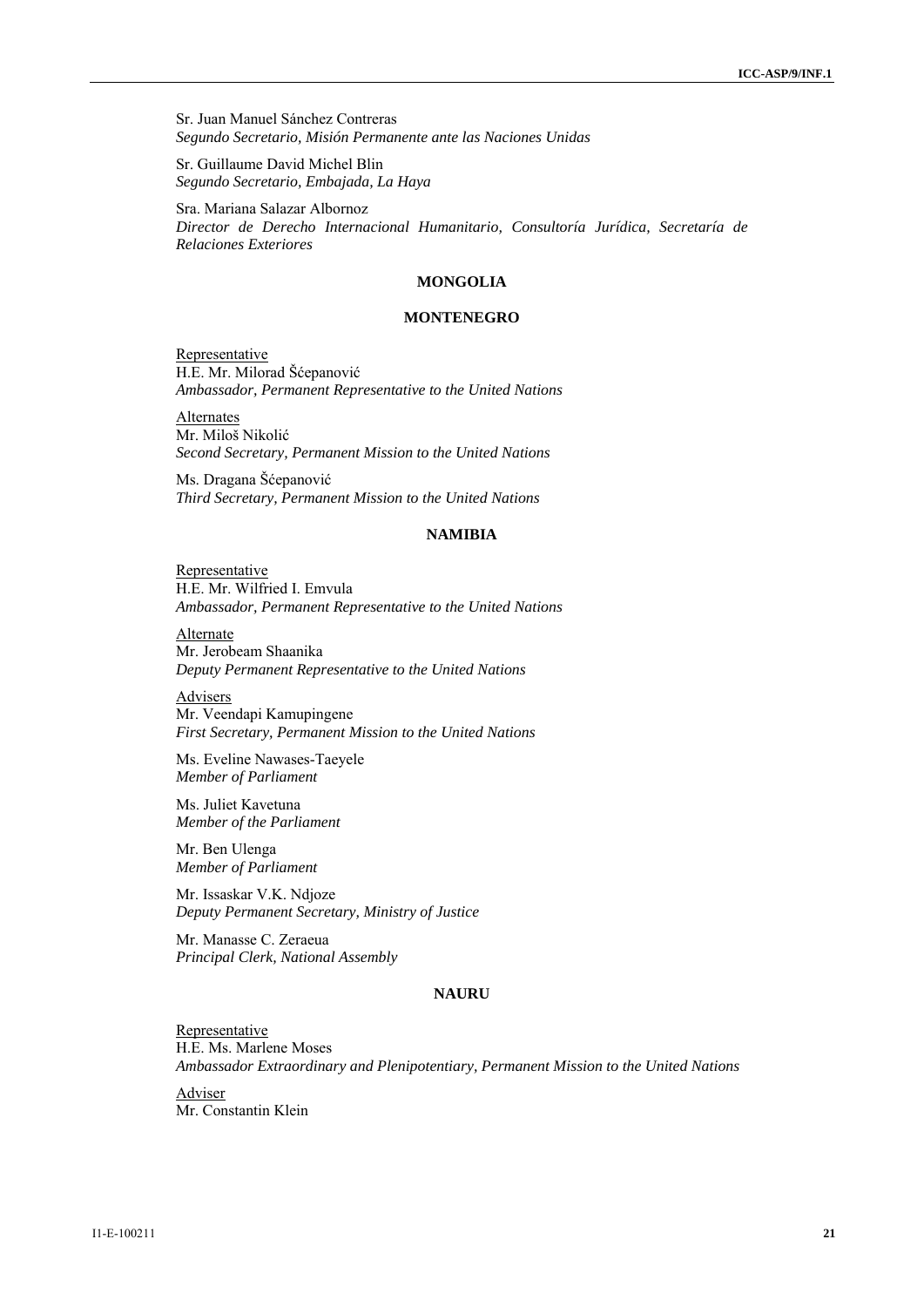Sr. Juan Manuel Sánchez Contreras
*Segundo Secretario, Misión Permanente ante las Naciones Unidas*

Sr. Guillaume David Michel Blin
*Segundo Secretario, Embajada, La Haya*

Sra. Mariana Salazar Albornoz
*Director de Derecho Internacional Humanitario, Consultoría Jurídica, Secretaría de Relaciones Exteriores*

**MONGOLIA**

**MONTENEGRO**

Representative
H.E. Mr. Milorad Šćepanović
*Ambassador, Permanent Representative to the United Nations*

Alternates
Mr. Miloš Nikolić
*Second Secretary, Permanent Mission to the United Nations*

Ms. Dragana Šćepanović
*Third Secretary, Permanent Mission to the United Nations*

**NAMIBIA**

Representative
H.E. Mr. Wilfried I. Emvula
*Ambassador, Permanent Representative to the United Nations*

Alternate
Mr. Jerobeam Shaanika
*Deputy Permanent Representative to the United Nations*

Advisers
Mr. Veendapi Kamupingene
*First Secretary, Permanent Mission to the United Nations*

Ms. Eveline Nawases-Taeyele
*Member of Parliament*

Ms. Juliet Kavetuna
*Member of the Parliament*

Mr. Ben Ulenga
*Member of Parliament*

Mr. Issaskar V.K. Ndjoze
*Deputy Permanent Secretary, Ministry of Justice*

Mr. Manasse C. Zeraeua
*Principal Clerk, National Assembly*

**NAURU**

Representative
H.E. Ms. Marlene Moses
*Ambassador Extraordinary and Plenipotentiary, Permanent Mission to the United Nations*

Adviser
Mr. Constantin Klein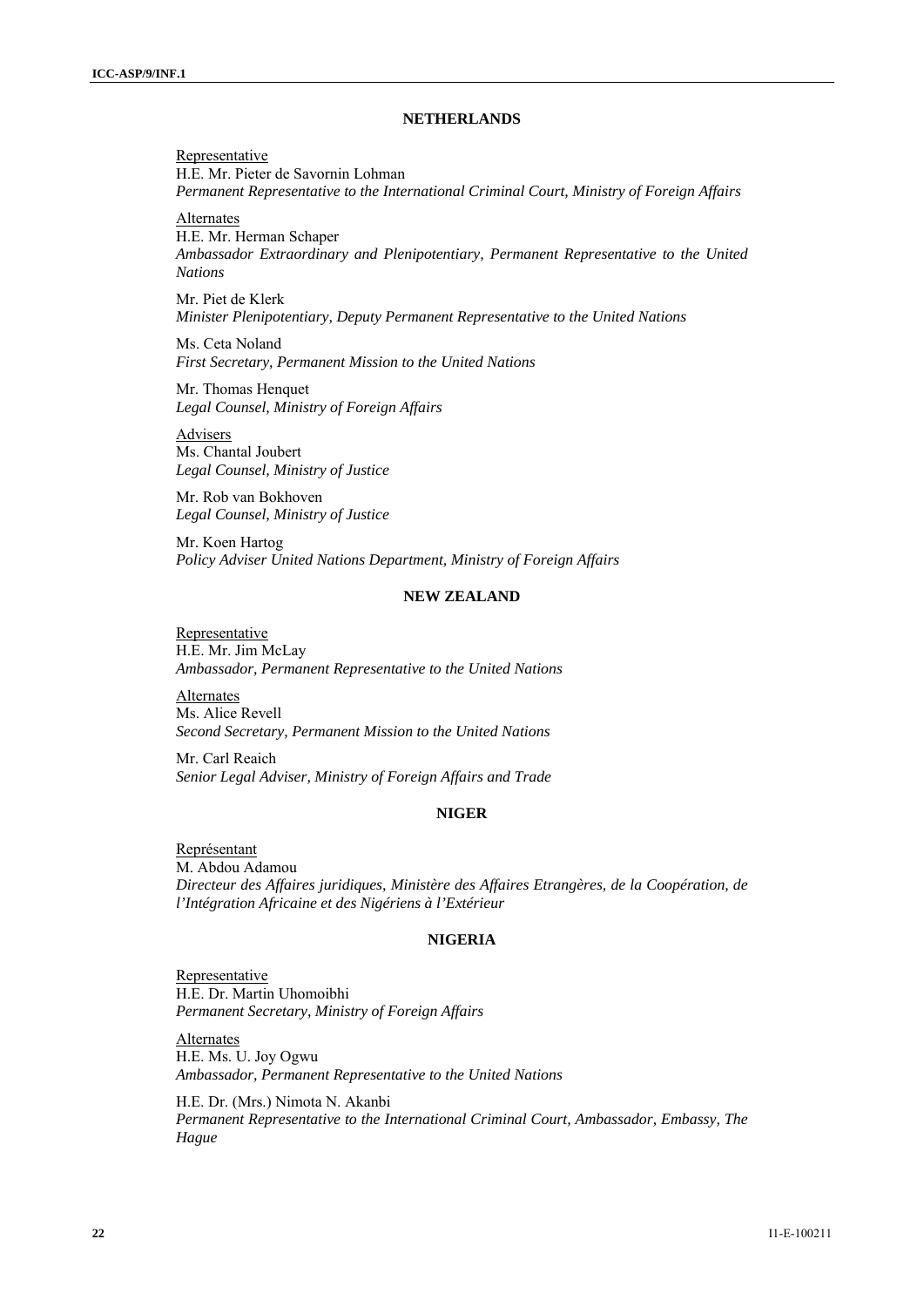### NETHERLANDS

Representative
H.E. Mr. Pieter de Savornin Lohman
*Permanent Representative to the International Criminal Court, Ministry of Foreign Affairs*

Alternates
H.E. Mr. Herman Schaper
*Ambassador Extraordinary and Plenipotentiary, Permanent Representative to the United Nations*

Mr. Piet de Klerk
*Minister Plenipotentiary, Deputy Permanent Representative to the United Nations*

Ms. Ceta Noland
*First Secretary, Permanent Mission to the United Nations*

Mr. Thomas Henquet
*Legal Counsel, Ministry of Foreign Affairs*

Advisers
Ms. Chantal Joubert
*Legal Counsel, Ministry of Justice*

Mr. Rob van Bokhoven
*Legal Counsel, Ministry of Justice*

Mr. Koen Hartog
*Policy Adviser United Nations Department, Ministry of Foreign Affairs*

### NEW ZEALAND

Representative
H.E. Mr. Jim McLay
*Ambassador, Permanent Representative to the United Nations*

Alternates
Ms. Alice Revell
*Second Secretary, Permanent Mission to the United Nations*

Mr. Carl Reaich
*Senior Legal Adviser, Ministry of Foreign Affairs and Trade*

### NIGER

Représentant
M. Abdou Adamou
*Directeur des Affaires juridiques, Ministère des Affaires Etrangères, de la Coopération, de l'Intégration Africaine et des Nigériens à l'Extérieur*

### NIGERIA

Representative
H.E. Dr. Martin Uhomoibhi
*Permanent Secretary, Ministry of Foreign Affairs*

Alternates
H.E. Ms. U. Joy Ogwu
*Ambassador, Permanent Representative to the United Nations*

H.E. Dr. (Mrs.) Nimota N. Akanbi
*Permanent Representative to the International Criminal Court, Ambassador, Embassy, The Hague*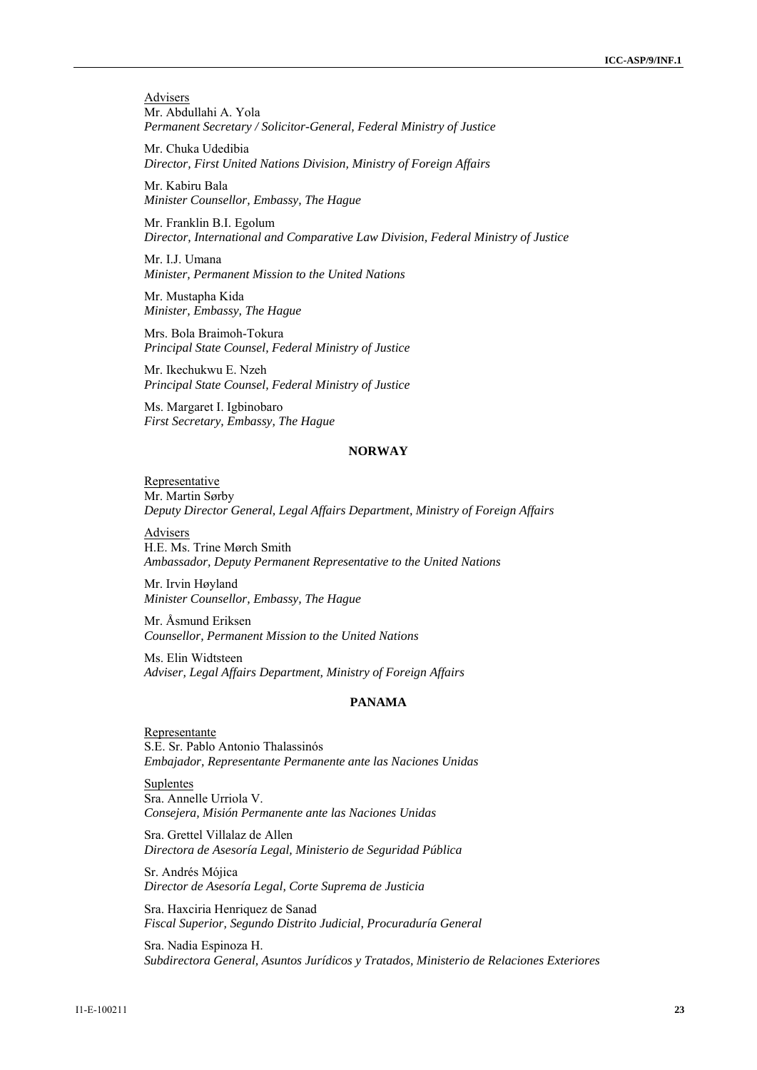Advisers
Mr. Abdullahi A. Yola
*Permanent Secretary / Solicitor-General, Federal Ministry of Justice*

Mr. Chuka Udedibia
*Director, First United Nations Division, Ministry of Foreign Affairs*

Mr. Kabiru Bala
*Minister Counsellor, Embassy, The Hague*

Mr. Franklin B.I. Egolum
*Director, International and Comparative Law Division, Federal Ministry of Justice*

Mr. I.J. Umana
*Minister, Permanent Mission to the United Nations*

Mr. Mustapha Kida
*Minister, Embassy, The Hague*

Mrs. Bola Braimoh-Tokura
*Principal State Counsel, Federal Ministry of Justice*

Mr. Ikechukwu E. Nzeh
*Principal State Counsel, Federal Ministry of Justice*

Ms. Margaret I. Igbinobaro
*First Secretary, Embassy, The Hague*

**NORWAY**

Representative
Mr. Martin Sørby
*Deputy Director General, Legal Affairs Department, Ministry of Foreign Affairs*

Advisers
H.E. Ms. Trine Mørch Smith
*Ambassador, Deputy Permanent Representative to the United Nations*

Mr. Irvin Høyland
*Minister Counsellor, Embassy, The Hague*

Mr. Åsmund Eriksen
*Counsellor, Permanent Mission to the United Nations*

Ms. Elin Widtsteen
*Adviser, Legal Affairs Department, Ministry of Foreign Affairs*

**PANAMA**

Representante
S.E. Sr. Pablo Antonio Thalassinós
*Embajador, Representante Permanente ante las Naciones Unidas*

Suplentes
Sra. Annelle Urriola V.
*Consejera, Misión Permanente ante las Naciones Unidas*

Sra. Grettel Villalaz de Allen
*Directora de Asesoría Legal, Ministerio de Seguridad Pública*

Sr. Andrés Mójica
*Director de Asesoría Legal, Corte Suprema de Justicia*

Sra. Haxciria Henriquez de Sanad
*Fiscal Superior, Segundo Distrito Judicial, Procuraduría General*

Sra. Nadia Espinoza H.
*Subdirectora General, Asuntos Jurídicos y Tratados, Ministerio de Relaciones Exteriores*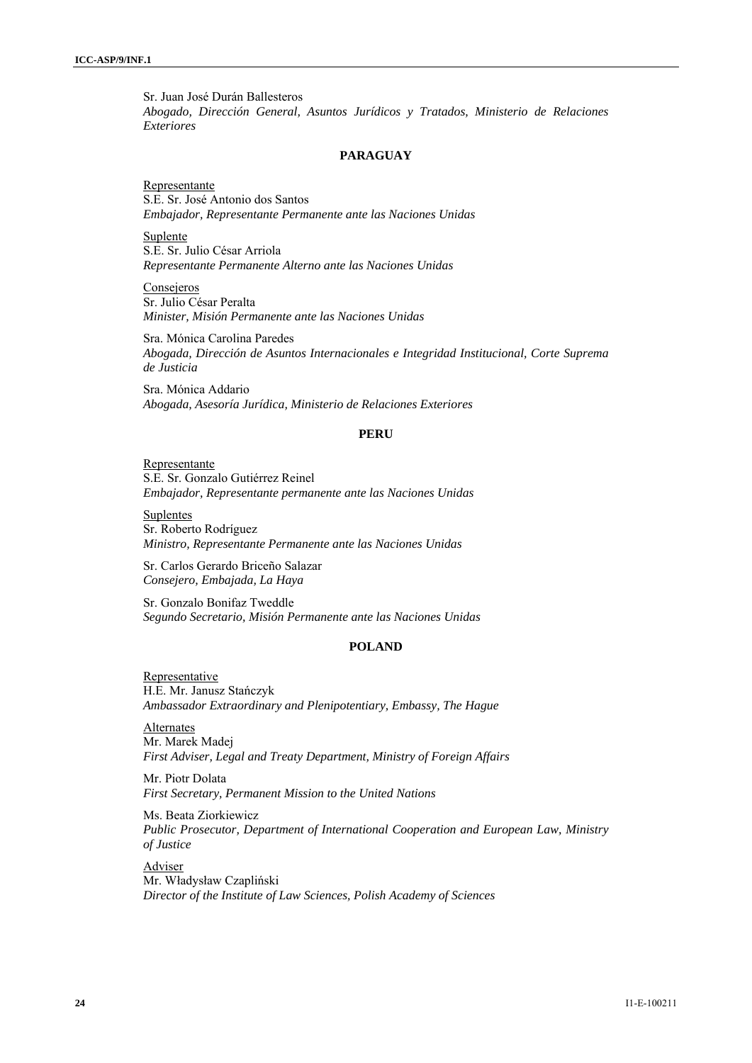Sr. Juan José Durán Ballesteros
*Abogado, Dirección General, Asuntos Jurídicos y Tratados, Ministerio de Relaciones Exteriores*

## PARAGUAY

Representante
S.E. Sr. José Antonio dos Santos
*Embajador, Representante Permanente ante las Naciones Unidas*

Suplente
S.E. Sr. Julio César Arriola
*Representante Permanente Alterno ante las Naciones Unidas*

Consejeros
Sr. Julio César Peralta
*Minister, Misión Permanente ante las Naciones Unidas*

Sra. Mónica Carolina Paredes
*Abogada, Dirección de Asuntos Internacionales e Integridad Institucional, Corte Suprema de Justicia*

Sra. Mónica Addario
*Abogada, Asesoría Jurídica, Ministerio de Relaciones Exteriores*

## PERU

Representante
S.E. Sr. Gonzalo Gutiérrez Reinel
*Embajador, Representante permanente ante las Naciones Unidas*

Suplentes
Sr. Roberto Rodríguez
*Ministro, Representante Permanente ante las Naciones Unidas*

Sr. Carlos Gerardo Briceño Salazar
*Consejero, Embajada, La Haya*

Sr. Gonzalo Bonifaz Tweddle
*Segundo Secretario, Misión Permanente ante las Naciones Unidas*

## POLAND

Representative
H.E. Mr. Janusz Stańczyk
*Ambassador Extraordinary and Plenipotentiary, Embassy, The Hague*

Alternates
Mr. Marek Madej
*First Adviser, Legal and Treaty Department, Ministry of Foreign Affairs*

Mr. Piotr Dolata
*First Secretary, Permanent Mission to the United Nations*

Ms. Beata Ziorkiewicz
*Public Prosecutor, Department of International Cooperation and European Law, Ministry of Justice*

Adviser
Mr. Władysław Czapliński
*Director of the Institute of Law Sciences, Polish Academy of Sciences*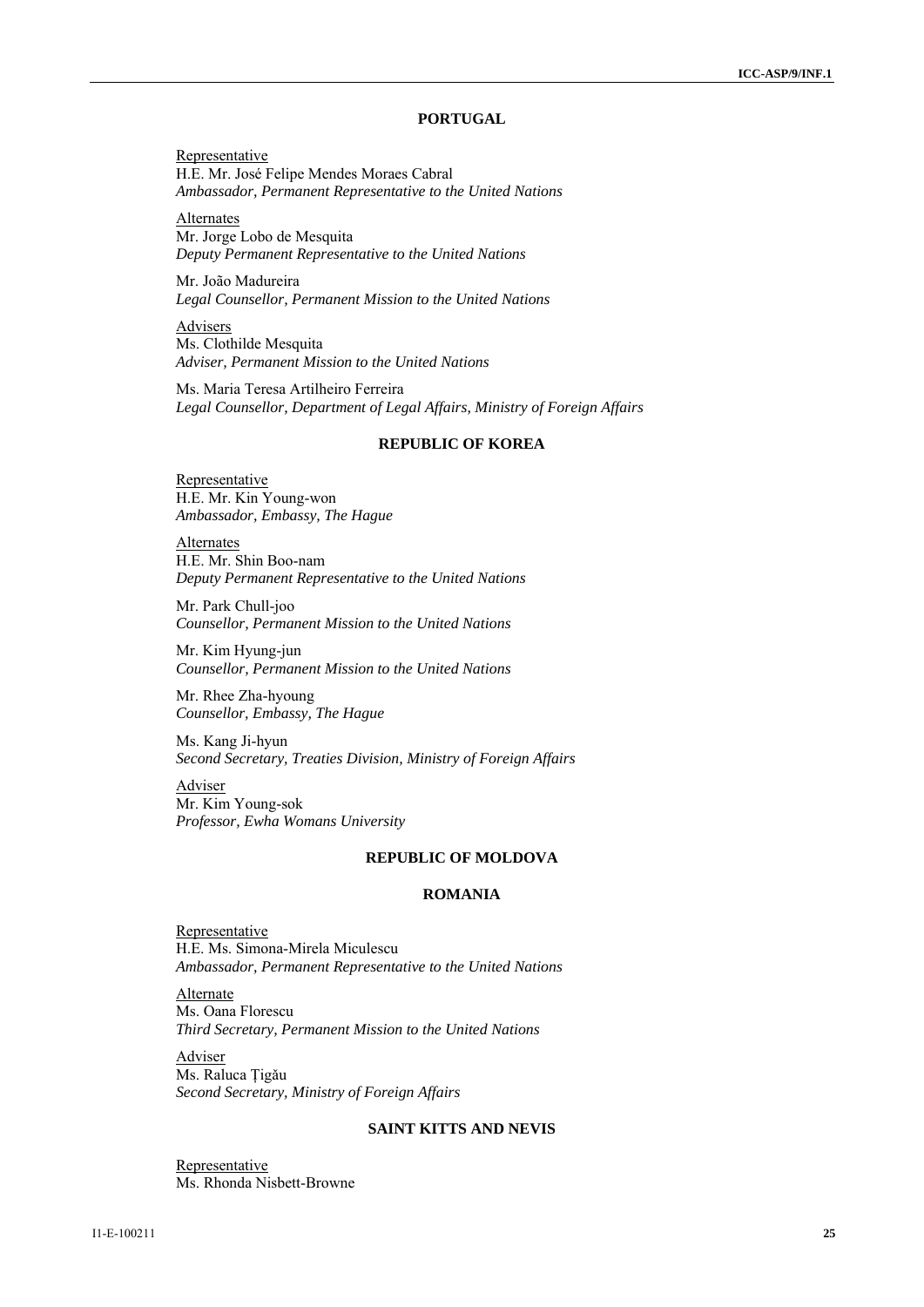### PORTUGAL

Representative
H.E. Mr. José Felipe Mendes Moraes Cabral
*Ambassador, Permanent Representative to the United Nations*

Alternates
Mr. Jorge Lobo de Mesquita
*Deputy Permanent Representative to the United Nations*

Mr. João Madureira
*Legal Counsellor, Permanent Mission to the United Nations*

Advisers
Ms. Clothilde Mesquita
*Adviser, Permanent Mission to the United Nations*

Ms. Maria Teresa Artilheiro Ferreira
*Legal Counsellor, Department of Legal Affairs, Ministry of Foreign Affairs*

### REPUBLIC OF KOREA

Representative
H.E. Mr. Kin Young-won
*Ambassador, Embassy, The Hague*

Alternates
H.E. Mr. Shin Boo-nam
*Deputy Permanent Representative to the United Nations*

Mr. Park Chull-joo
*Counsellor, Permanent Mission to the United Nations*

Mr. Kim Hyung-jun
*Counsellor, Permanent Mission to the United Nations*

Mr. Rhee Zha-hyoung
*Counsellor, Embassy, The Hague*

Ms. Kang Ji-hyun
*Second Secretary, Treaties Division, Ministry of Foreign Affairs*

Adviser
Mr. Kim Young-sok
*Professor, Ewha Womans University*

### REPUBLIC OF MOLDOVA

### ROMANIA

Representative
H.E. Ms. Simona-Mirela Miculescu
*Ambassador, Permanent Representative to the United Nations*

Alternate
Ms. Oana Florescu
*Third Secretary, Permanent Mission to the United Nations*

Adviser
Ms. Raluca Ţigău
*Second Secretary, Ministry of Foreign Affairs*

### SAINT KITTS AND NEVIS

Representative
Ms. Rhonda Nisbett-Browne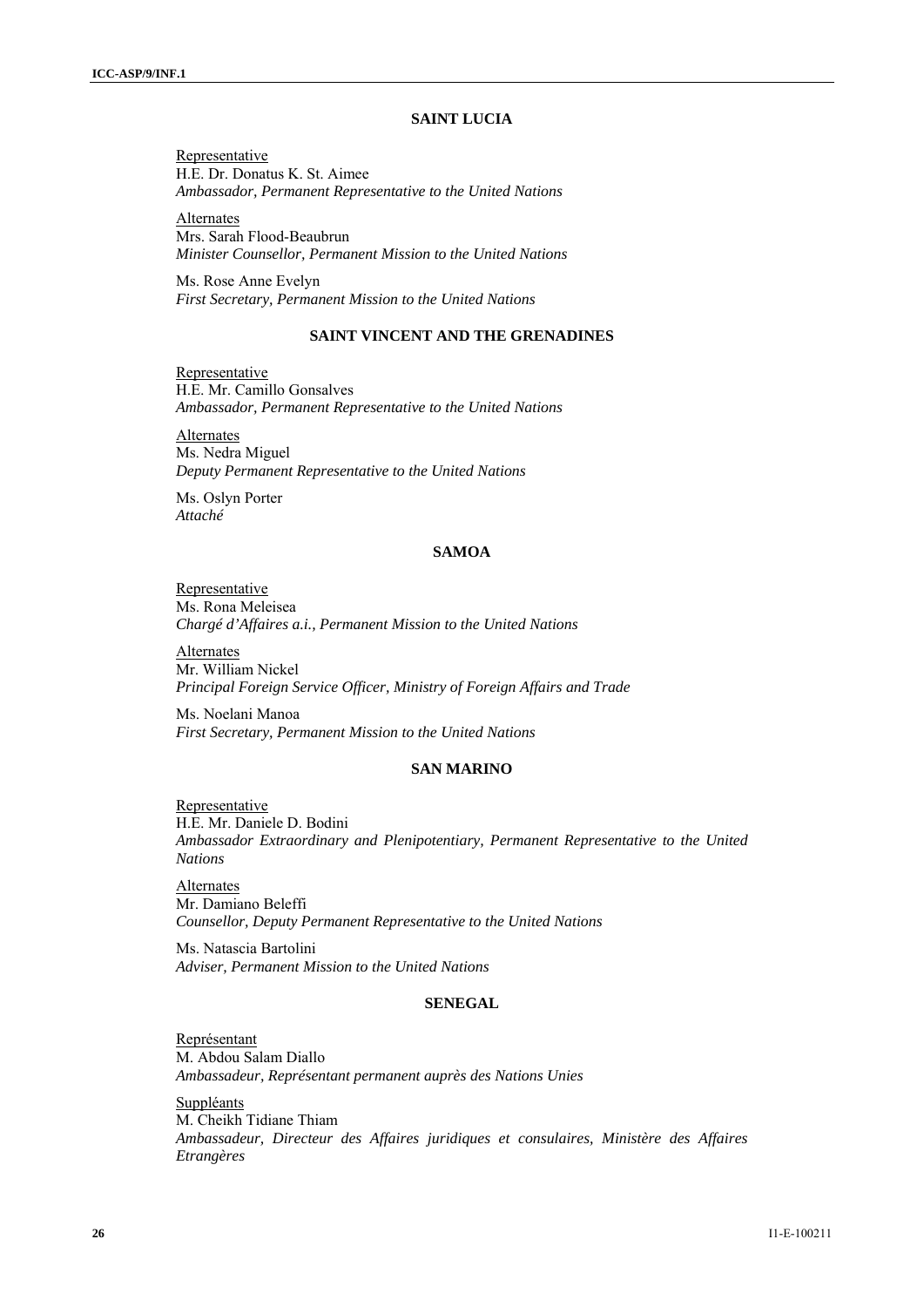### SAINT LUCIA

Representative
H.E. Dr. Donatus K. St. Aimee
*Ambassador, Permanent Representative to the United Nations*

Alternates
Mrs. Sarah Flood-Beaubrun
*Minister Counsellor, Permanent Mission to the United Nations*

Ms. Rose Anne Evelyn
*First Secretary, Permanent Mission to the United Nations*

### SAINT VINCENT AND THE GRENADINES

Representative
H.E. Mr. Camillo Gonsalves
*Ambassador, Permanent Representative to the United Nations*

Alternates
Ms. Nedra Miguel
*Deputy Permanent Representative to the United Nations*

Ms. Oslyn Porter
*Attaché*

### SAMOA

Representative
Ms. Rona Meleisea
*Chargé d'Affaires a.i., Permanent Mission to the United Nations*

Alternates
Mr. William Nickel
*Principal Foreign Service Officer, Ministry of Foreign Affairs and Trade*

Ms. Noelani Manoa
*First Secretary, Permanent Mission to the United Nations*

### SAN MARINO

Representative
H.E. Mr. Daniele D. Bodini
*Ambassador Extraordinary and Plenipotentiary, Permanent Representative to the United Nations*

Alternates
Mr. Damiano Beleffi
*Counsellor, Deputy Permanent Representative to the United Nations*

Ms. Natascia Bartolini
*Adviser, Permanent Mission to the United Nations*

### SENEGAL

Représentant
M. Abdou Salam Diallo
*Ambassadeur, Représentant permanent auprès des Nations Unies*

Suppléants
M. Cheikh Tidiane Thiam
*Ambassadeur, Directeur des Affaires juridiques et consulaires, Ministère des Affaires Etrangères*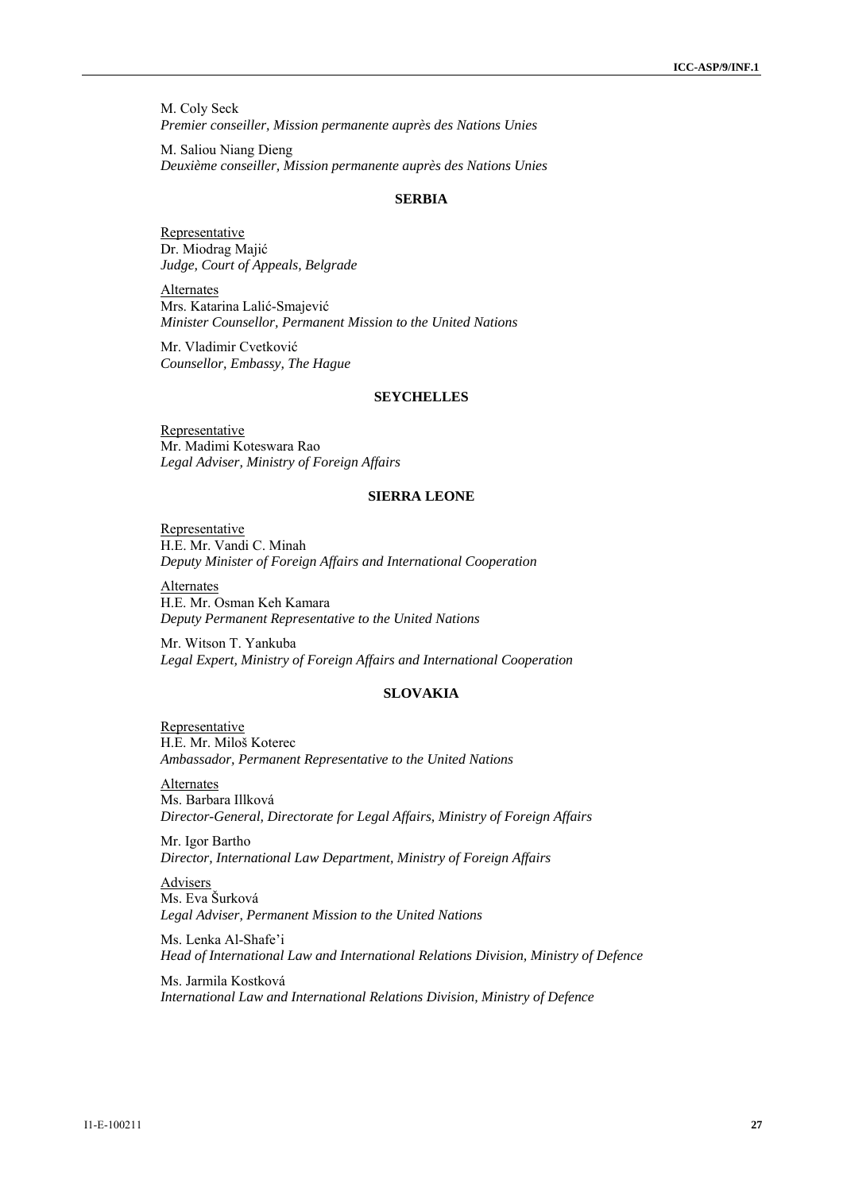M. Coly Seck
*Premier conseiller, Mission permanente auprès des Nations Unies*

M. Saliou Niang Dieng
*Deuxième conseiller, Mission permanente auprès des Nations Unies*

### SERBIA

Representative
Dr. Miodrag Majić
*Judge, Court of Appeals, Belgrade*

Alternates
Mrs. Katarina Lalić-Smajević
*Minister Counsellor, Permanent Mission to the United Nations*

Mr. Vladimir Cvetković
*Counsellor, Embassy, The Hague*

### SEYCHELLES

Representative
Mr. Madimi Koteswara Rao
*Legal Adviser, Ministry of Foreign Affairs*

### SIERRA LEONE

Representative
H.E. Mr. Vandi C. Minah
*Deputy Minister of Foreign Affairs and International Cooperation*

Alternates
H.E. Mr. Osman Keh Kamara
*Deputy Permanent Representative to the United Nations*

Mr. Witson T. Yankuba
*Legal Expert, Ministry of Foreign Affairs and International Cooperation*

### SLOVAKIA

Representative
H.E. Mr. Miloš Koterec
*Ambassador, Permanent Representative to the United Nations*

Alternates
Ms. Barbara Illková
*Director-General, Directorate for Legal Affairs, Ministry of Foreign Affairs*

Mr. Igor Bartho
*Director, International Law Department, Ministry of Foreign Affairs*

Advisers
Ms. Eva Šurková
*Legal Adviser, Permanent Mission to the United Nations*

Ms. Lenka Al-Shafe'i
*Head of International Law and International Relations Division, Ministry of Defence*

Ms. Jarmila Kostková
*International Law and International Relations Division, Ministry of Defence*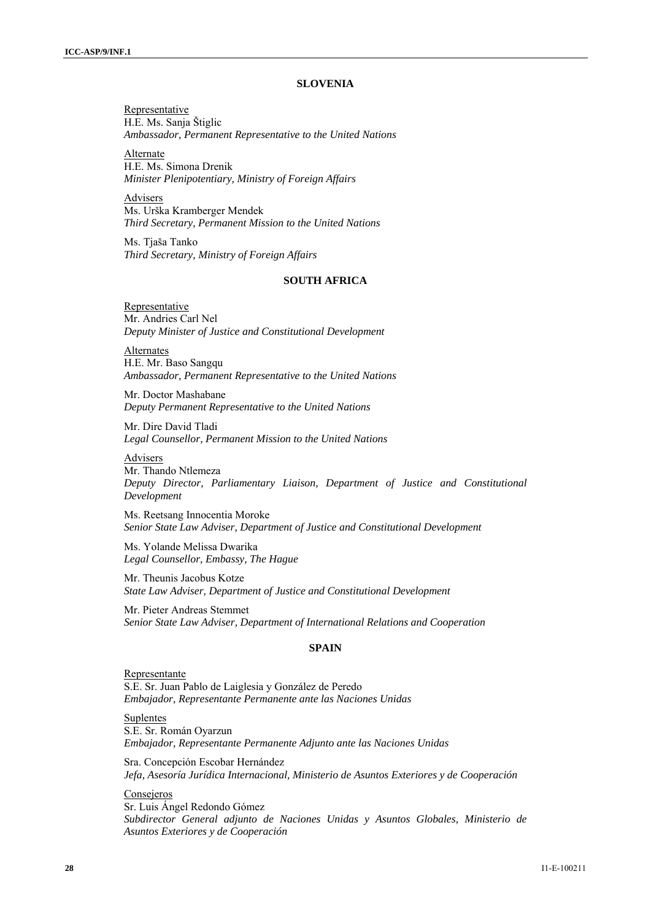### SLOVENIA

Representative
H.E. Ms. Sanja Štiglic
*Ambassador, Permanent Representative to the United Nations*

Alternate
H.E. Ms. Simona Drenik
*Minister Plenipotentiary, Ministry of Foreign Affairs*

Advisers
Ms. Urška Kramberger Mendek
*Third Secretary, Permanent Mission to the United Nations*

Ms. Tjaša Tanko
*Third Secretary, Ministry of Foreign Affairs*

### SOUTH AFRICA

Representative
Mr. Andries Carl Nel
*Deputy Minister of Justice and Constitutional Development*

Alternates
H.E. Mr. Baso Sangqu
*Ambassador, Permanent Representative to the United Nations*

Mr. Doctor Mashabane
*Deputy Permanent Representative to the United Nations*

Mr. Dire David Tladi
*Legal Counsellor, Permanent Mission to the United Nations*

Advisers
Mr. Thando Ntlemeza
*Deputy Director, Parliamentary Liaison, Department of Justice and Constitutional Development*

Ms. Reetsang Innocentia Moroke
*Senior State Law Adviser, Department of Justice and Constitutional Development*

Ms. Yolande Melissa Dwarika
*Legal Counsellor, Embassy, The Hague*

Mr. Theunis Jacobus Kotze
*State Law Adviser, Department of Justice and Constitutional Development*

Mr. Pieter Andreas Stemmet
*Senior State Law Adviser, Department of International Relations and Cooperation*

### SPAIN

Representante
S.E. Sr. Juan Pablo de Laiglesia y González de Peredo
*Embajador, Representante Permanente ante las Naciones Unidas*

Suplentes
S.E. Sr. Román Oyarzun
*Embajador, Representante Permanente Adjunto ante las Naciones Unidas*

Sra. Concepción Escobar Hernández
*Jefa, Asesoría Jurídica Internacional, Ministerio de Asuntos Exteriores y de Cooperación*

Consejeros
Sr. Luis Ángel Redondo Gómez
*Subdirector General adjunto de Naciones Unidas y Asuntos Globales, Ministerio de Asuntos Exteriores y de Cooperación*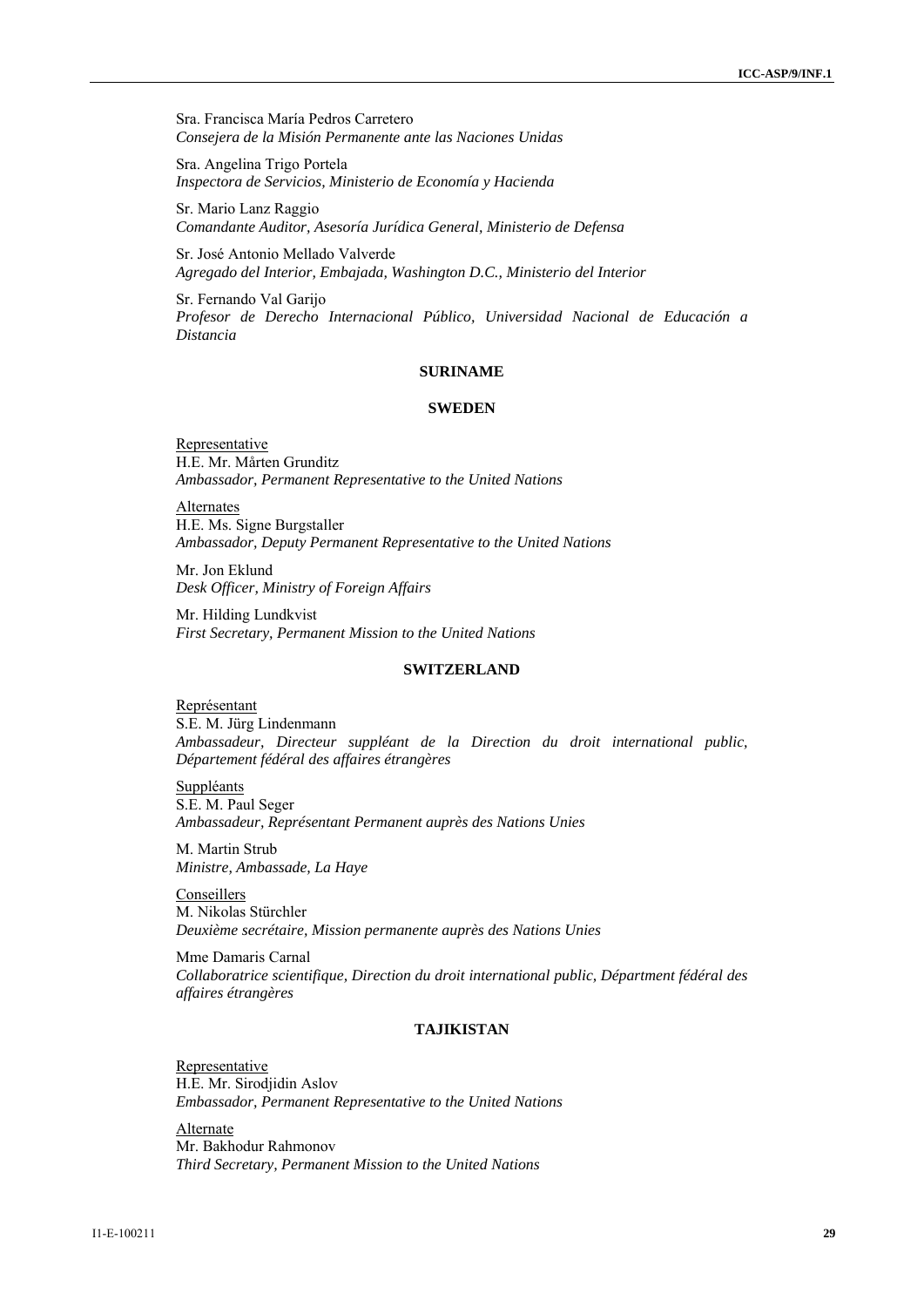Sra. Francisca María Pedros Carretero
*Consejera de la Misión Permanente ante las Naciones Unidas*

Sra. Angelina Trigo Portela
*Inspectora de Servicios, Ministerio de Economía y Hacienda*

Sr. Mario Lanz Raggio
*Comandante Auditor, Asesoría Jurídica General, Ministerio de Defensa*

Sr. José Antonio Mellado Valverde
*Agregado del Interior, Embajada, Washington D.C., Ministerio del Interior*

Sr. Fernando Val Garijo
*Profesor de Derecho Internacional Público, Universidad Nacional de Educación a Distancia*

**SURINAME**

**SWEDEN**

Representative
H.E. Mr. Mårten Grunditz
*Ambassador, Permanent Representative to the United Nations*

Alternates
H.E. Ms. Signe Burgstaller
*Ambassador, Deputy Permanent Representative to the United Nations*

Mr. Jon Eklund
*Desk Officer, Ministry of Foreign Affairs*

Mr. Hilding Lundkvist
*First Secretary, Permanent Mission to the United Nations*

**SWITZERLAND**

Représentant
S.E. M. Jürg Lindenmann
*Ambassadeur, Directeur suppléant de la Direction du droit international public, Département fédéral des affaires étrangères*

Suppléants
S.E. M. Paul Seger
*Ambassadeur, Représentant Permanent auprès des Nations Unies*

M. Martin Strub
*Ministre, Ambassade, La Haye*

Conseillers
M. Nikolas Stürchler
*Deuxième secrétaire, Mission permanente auprès des Nations Unies*

Mme Damaris Carnal
*Collaboratrice scientifique, Direction du droit international public, Départment fédéral des affaires étrangères*

**TAJIKISTAN**

Representative
H.E. Mr. Sirodjidin Aslov
*Embassador, Permanent Representative to the United Nations*

Alternate
Mr. Bakhodur Rahmonov
*Third Secretary, Permanent Mission to the United Nations*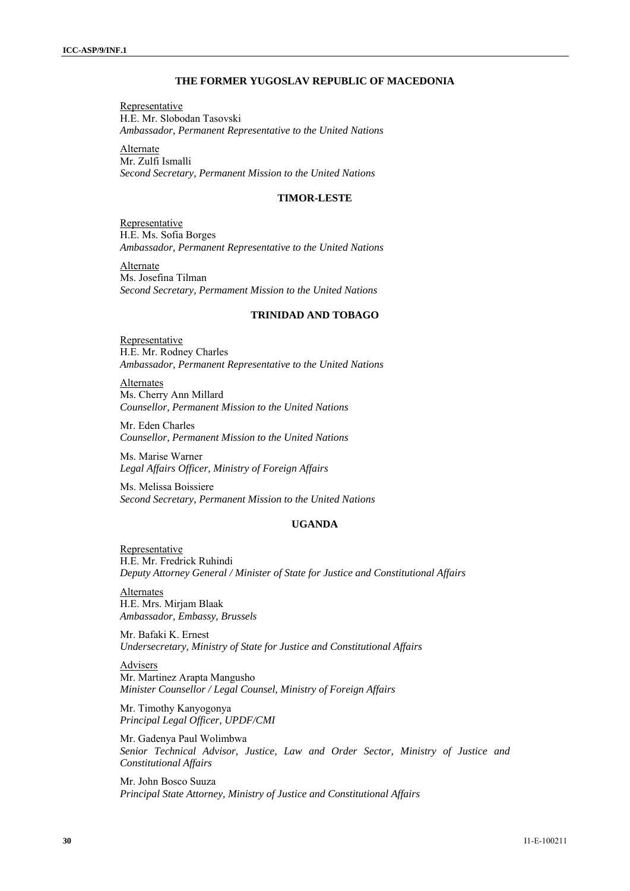## THE FORMER YUGOSLAV REPUBLIC OF MACEDONIA

Representative
H.E. Mr. Slobodan Tasovski
*Ambassador, Permanent Representative to the United Nations*

Alternate
Mr. Zulfi Ismalli
*Second Secretary, Permanent Mission to the United Nations*

## TIMOR-LESTE

Representative
H.E. Ms. Sofia Borges
*Ambassador, Permanent Representative to the United Nations*

Alternate
Ms. Josefina Tilman
*Second Secretary, Permament Mission to the United Nations*

## TRINIDAD AND TOBAGO

Representative
H.E. Mr. Rodney Charles
*Ambassador, Permanent Representative to the United Nations*

Alternates
Ms. Cherry Ann Millard
*Counsellor, Permanent Mission to the United Nations*

Mr. Eden Charles
*Counsellor, Permanent Mission to the United Nations*

Ms. Marise Warner
*Legal Affairs Officer, Ministry of Foreign Affairs*

Ms. Melissa Boissiere
*Second Secretary, Permanent Mission to the United Nations*

## UGANDA

Representative
H.E. Mr. Fredrick Ruhindi
*Deputy Attorney General / Minister of State for Justice and Constitutional Affairs*

Alternates
H.E. Mrs. Mirjam Blaak
*Ambassador, Embassy, Brussels*

Mr. Bafaki K. Ernest
*Undersecretary, Ministry of State for Justice and Constitutional Affairs*

Advisers
Mr. Martinez Arapta Mangusho
*Minister Counsellor / Legal Counsel, Ministry of Foreign Affairs*

Mr. Timothy Kanyogonya
*Principal Legal Officer, UPDF/CMI*

Mr. Gadenya Paul Wolimbwa
*Senior Technical Advisor, Justice, Law and Order Sector, Ministry of Justice and Constitutional Affairs*

Mr. John Bosco Suuza
*Principal State Attorney, Ministry of Justice and Constitutional Affairs*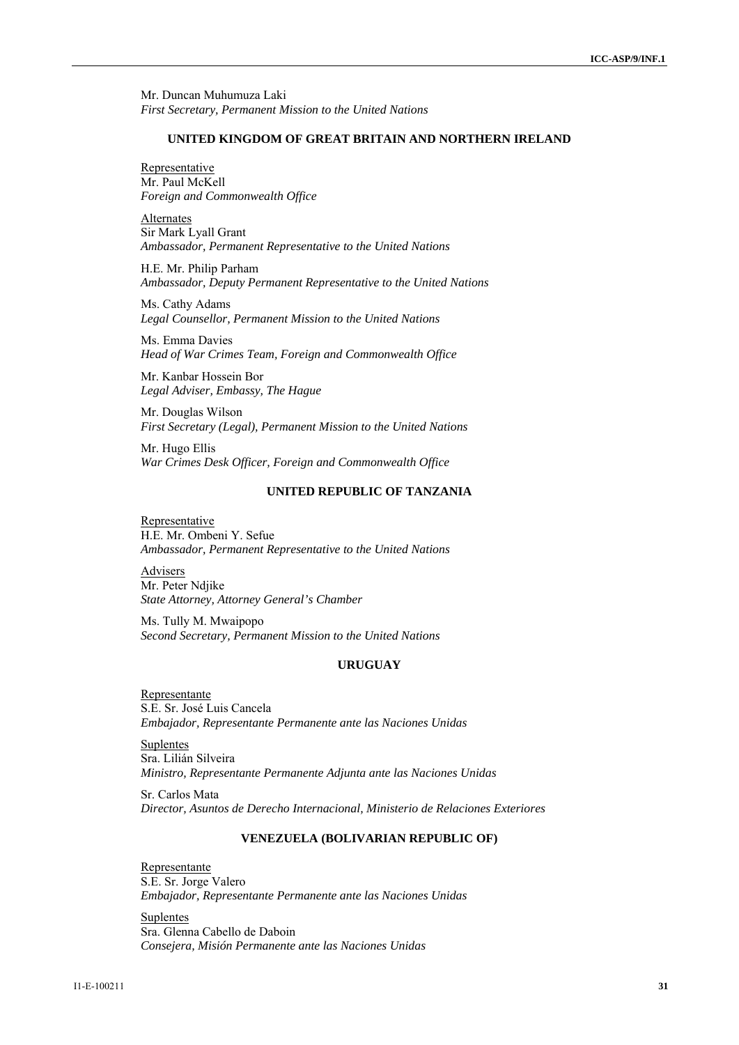Mr. Duncan Muhumuza Laki
*First Secretary, Permanent Mission to the United Nations*

### UNITED KINGDOM OF GREAT BRITAIN AND NORTHERN IRELAND

Representative
Mr. Paul McKell
*Foreign and Commonwealth Office*

Alternates
Sir Mark Lyall Grant
*Ambassador, Permanent Representative to the United Nations*

H.E. Mr. Philip Parham
*Ambassador, Deputy Permanent Representative to the United Nations*

Ms. Cathy Adams
*Legal Counsellor, Permanent Mission to the United Nations*

Ms. Emma Davies
*Head of War Crimes Team, Foreign and Commonwealth Office*

Mr. Kanbar Hossein Bor
*Legal Adviser, Embassy, The Hague*

Mr. Douglas Wilson
*First Secretary (Legal), Permanent Mission to the United Nations*

Mr. Hugo Ellis
*War Crimes Desk Officer, Foreign and Commonwealth Office*

### UNITED REPUBLIC OF TANZANIA

Representative
H.E. Mr. Ombeni Y. Sefue
*Ambassador, Permanent Representative to the United Nations*

Advisers
Mr. Peter Ndjike
*State Attorney, Attorney General's Chamber*

Ms. Tully M. Mwaipopo
*Second Secretary, Permanent Mission to the United Nations*

### URUGUAY

Representante
S.E. Sr. José Luis Cancela
*Embajador, Representante Permanente ante las Naciones Unidas*

Suplentes
Sra. Lilián Silveira
*Ministro, Representante Permanente Adjunta ante las Naciones Unidas*

Sr. Carlos Mata
*Director, Asuntos de Derecho Internacional, Ministerio de Relaciones Exteriores*

### VENEZUELA (BOLIVARIAN REPUBLIC OF)

Representante
S.E. Sr. Jorge Valero
*Embajador, Representante Permanente ante las Naciones Unidas*

Suplentes
Sra. Glenna Cabello de Daboin
*Consejera, Misión Permanente ante las Naciones Unidas*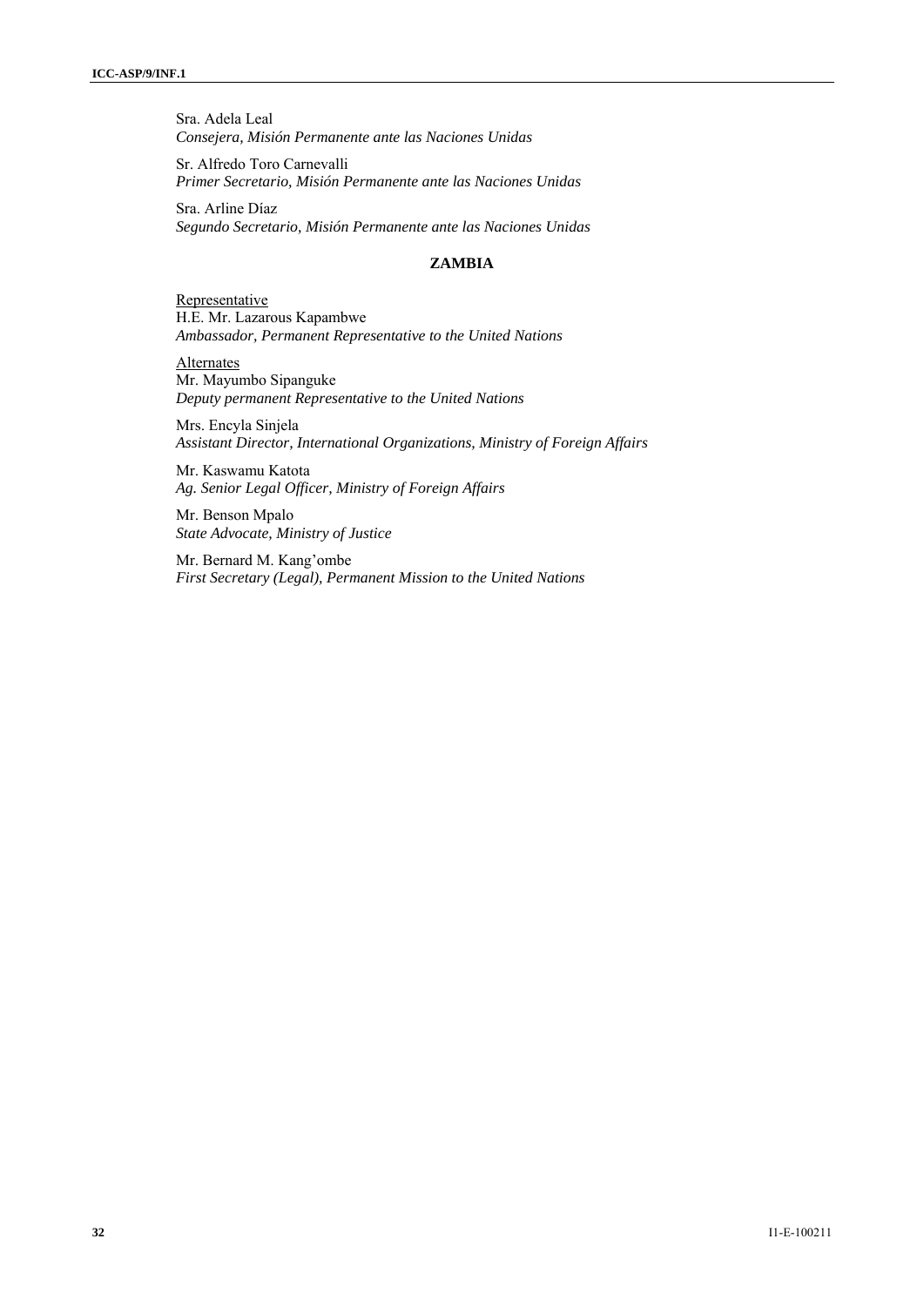Sra. Adela Leal
*Consejera, Misión Permanente ante las Naciones Unidas*

Sr. Alfredo Toro Carnevalli
*Primer Secretario, Misión Permanente ante las Naciones Unidas*

Sra. Arline Díaz
*Segundo Secretario, Misión Permanente ante las Naciones Unidas*

## ZAMBIA

Representative
H.E. Mr. Lazarous Kapambwe
*Ambassador, Permanent Representative to the United Nations*

Alternates
Mr. Mayumbo Sipanguke
*Deputy permanent Representative to the United Nations*

Mrs. Encyla Sinjela
*Assistant Director, International Organizations, Ministry of Foreign Affairs*

Mr. Kaswamu Katota
*Ag. Senior Legal Officer, Ministry of Foreign Affairs*

Mr. Benson Mpalo
*State Advocate, Ministry of Justice*

Mr. Bernard M. Kang'ombe
*First Secretary (Legal), Permanent Mission to the United Nations*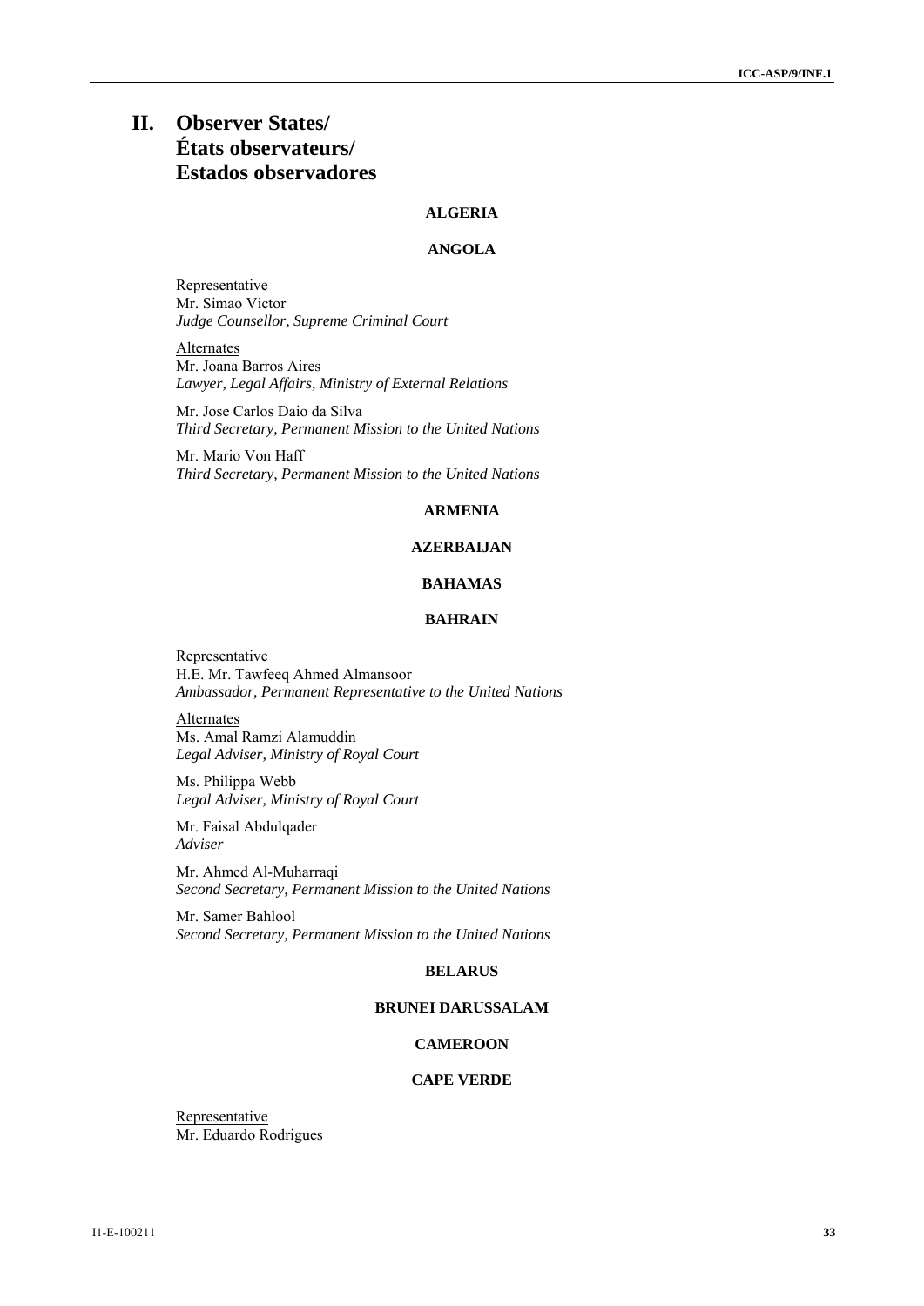# II. Observer States/ États observateurs/ Estados observadores

**ALGERIA**

**ANGOLA**

Representative
Mr. Simao Victor
*Judge Counsellor, Supreme Criminal Court*

Alternates
Mr. Joana Barros Aires
*Lawyer, Legal Affairs, Ministry of External Relations*

Mr. Jose Carlos Daio da Silva
*Third Secretary, Permanent Mission to the United Nations*

Mr. Mario Von Haff
*Third Secretary, Permanent Mission to the United Nations*

**ARMENIA**

**AZERBAIJAN**

**BAHAMAS**

**BAHRAIN**

Representative
H.E. Mr. Tawfeeq Ahmed Almansoor
*Ambassador, Permanent Representative to the United Nations*

Alternates
Ms. Amal Ramzi Alamuddin
*Legal Adviser, Ministry of Royal Court*

Ms. Philippa Webb
*Legal Adviser, Ministry of Royal Court*

Mr. Faisal Abdulqader
*Adviser*

Mr. Ahmed Al-Muharraqi
*Second Secretary, Permanent Mission to the United Nations*

Mr. Samer Bahlool
*Second Secretary, Permanent Mission to the United Nations*

**BELARUS**

**BRUNEI DARUSSALAM**

**CAMEROON**

**CAPE VERDE**

Representative
Mr. Eduardo Rodrigues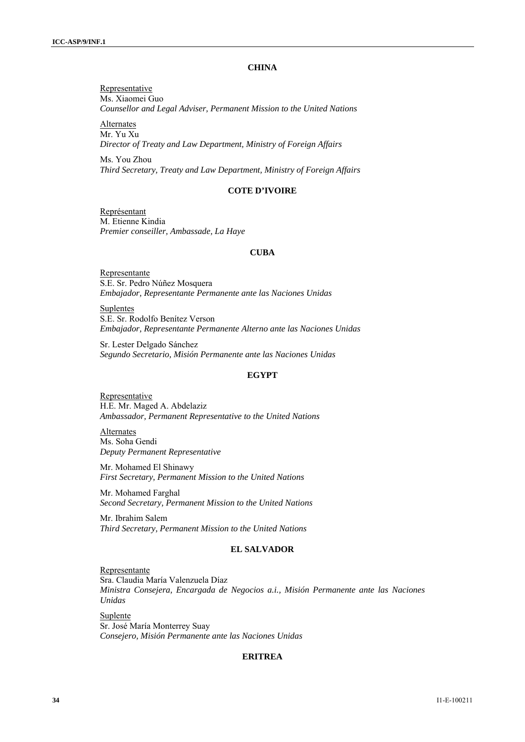**CHINA**

Representative
Ms. Xiaomei Guo
*Counsellor and Legal Adviser, Permanent Mission to the United Nations*

Alternates
Mr. Yu Xu
*Director of Treaty and Law Department, Ministry of Foreign Affairs*

Ms. You Zhou
*Third Secretary, Treaty and Law Department, Ministry of Foreign Affairs*

**COTE D'IVOIRE**

Représentant
M. Etienne Kindia
*Premier conseiller, Ambassade, La Haye*

**CUBA**

Representante
S.E. Sr. Pedro Núñez Mosquera
*Embajador, Representante Permanente ante las Naciones Unidas*

Suplentes
S.E. Sr. Rodolfo Benítez Verson
*Embajador, Representante Permanente Alterno ante las Naciones Unidas*

Sr. Lester Delgado Sánchez
*Segundo Secretario, Misión Permanente ante las Naciones Unidas*

**EGYPT**

Representative
H.E. Mr. Maged A. Abdelaziz
*Ambassador, Permanent Representative to the United Nations*

Alternates
Ms. Soha Gendi
*Deputy Permanent Representative*

Mr. Mohamed El Shinawy
*First Secretary, Permanent Mission to the United Nations*

Mr. Mohamed Farghal
*Second Secretary, Permanent Mission to the United Nations*

Mr. Ibrahim Salem
*Third Secretary, Permanent Mission to the United Nations*

**EL SALVADOR**

Representante
Sra. Claudia María Valenzuela Díaz
*Ministra Consejera, Encargada de Negocios a.i., Misión Permanente ante las Naciones Unidas*

Suplente
Sr. José María Monterrey Suay
*Consejero, Misión Permanente ante las Naciones Unidas*

**ERITREA**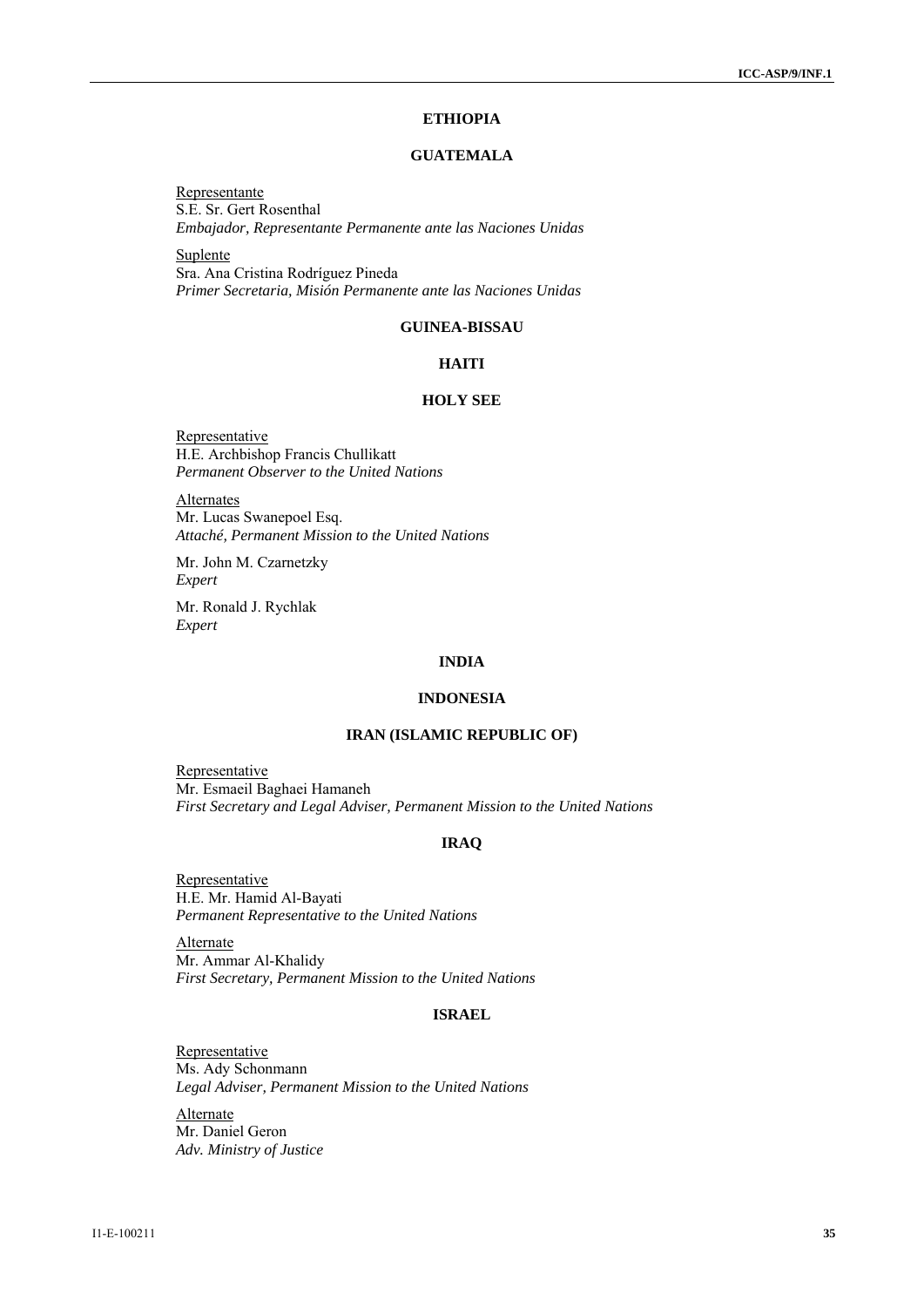## ETHIOPIA

## GUATEMALA

Representante
S.E. Sr. Gert Rosenthal
*Embajador, Representante Permanente ante las Naciones Unidas*

Suplente
Sra. Ana Cristina Rodríguez Pineda
*Primer Secretaria, Misión Permanente ante las Naciones Unidas*

## GUINEA-BISSAU

## HAITI

## HOLY SEE

Representative
H.E. Archbishop Francis Chullikatt
*Permanent Observer to the United Nations*

Alternates
Mr. Lucas Swanepoel Esq.
*Attaché, Permanent Mission to the United Nations*

Mr. John M. Czarnetzky
*Expert*

Mr. Ronald J. Rychlak
*Expert*

## INDIA

## INDONESIA

## IRAN (ISLAMIC REPUBLIC OF)

Representative
Mr. Esmaeil Baghaei Hamaneh
*First Secretary and Legal Adviser, Permanent Mission to the United Nations*

## IRAQ

Representative
H.E. Mr. Hamid Al-Bayati
*Permanent Representative to the United Nations*

Alternate
Mr. Ammar Al-Khalidy
*First Secretary, Permanent Mission to the United Nations*

## ISRAEL

Representative
Ms. Ady Schonmann
*Legal Adviser, Permanent Mission to the United Nations*

Alternate
Mr. Daniel Geron
*Adv. Ministry of Justice*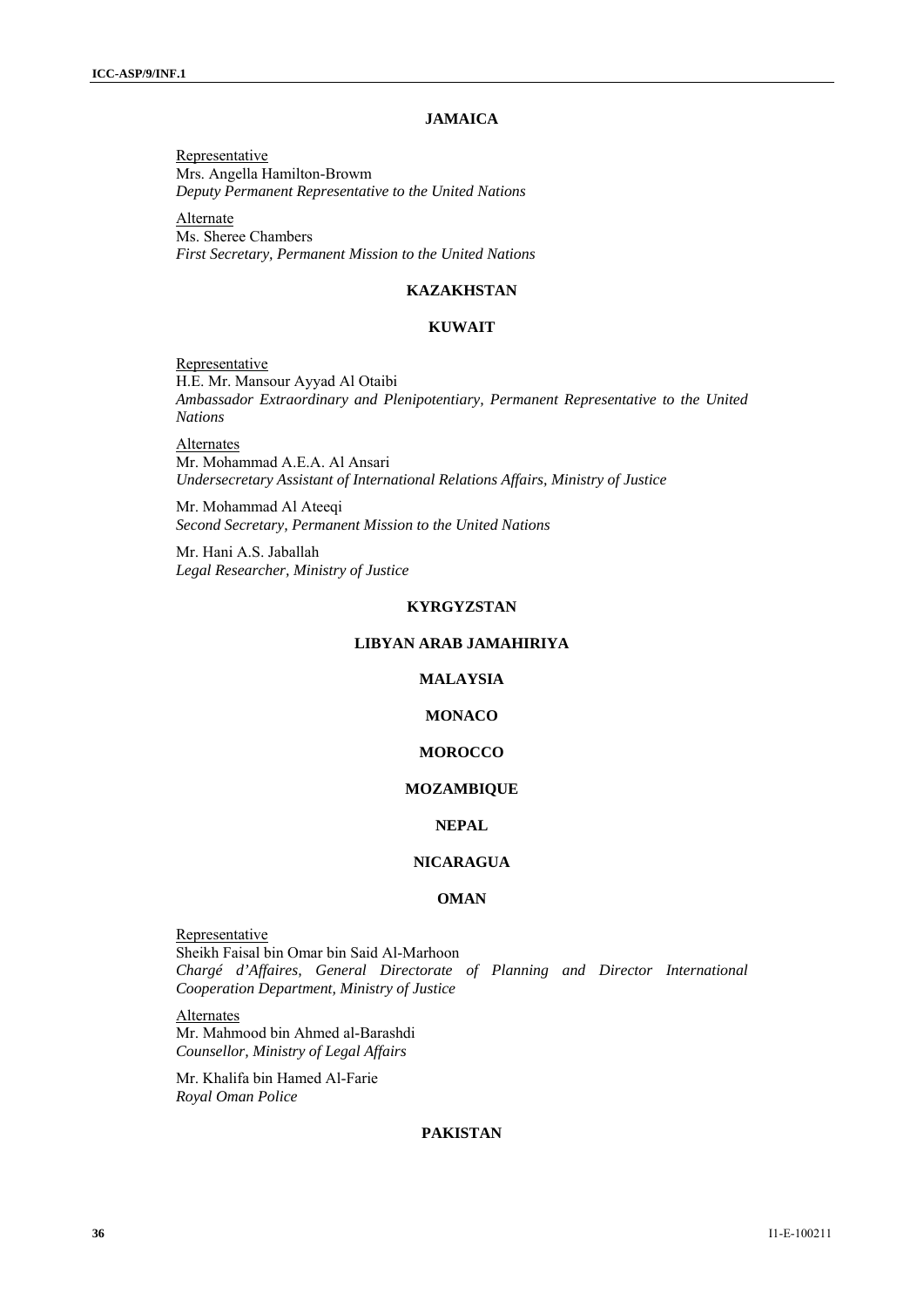### JAMAICA

Representative
Mrs. Angella Hamilton-Browm
*Deputy Permanent Representative to the United Nations*

Alternate
Ms. Sheree Chambers
*First Secretary, Permanent Mission to the United Nations*

### KAZAKHSTAN

### KUWAIT

Representative
H.E. Mr. Mansour Ayyad Al Otaibi
*Ambassador Extraordinary and Plenipotentiary, Permanent Representative to the United Nations*

Alternates
Mr. Mohammad A.E.A. Al Ansari
*Undersecretary Assistant of International Relations Affairs, Ministry of Justice*

Mr. Mohammad Al Ateeqi
*Second Secretary, Permanent Mission to the United Nations*

Mr. Hani A.S. Jaballah
*Legal Researcher, Ministry of Justice*

### KYRGYZSTAN

### LIBYAN ARAB JAMAHIRIYA

### MALAYSIA

### MONACO

### MOROCCO

### MOZAMBIQUE

### NEPAL

### NICARAGUA

### OMAN

Representative
Sheikh Faisal bin Omar bin Said Al-Marhoon
*Chargé d'Affaires, General Directorate of Planning and Director International Cooperation Department, Ministry of Justice*

Alternates
Mr. Mahmood bin Ahmed al-Barashdi
*Counsellor, Ministry of Legal Affairs*

Mr. Khalifa bin Hamed Al-Farie
*Royal Oman Police*

### PAKISTAN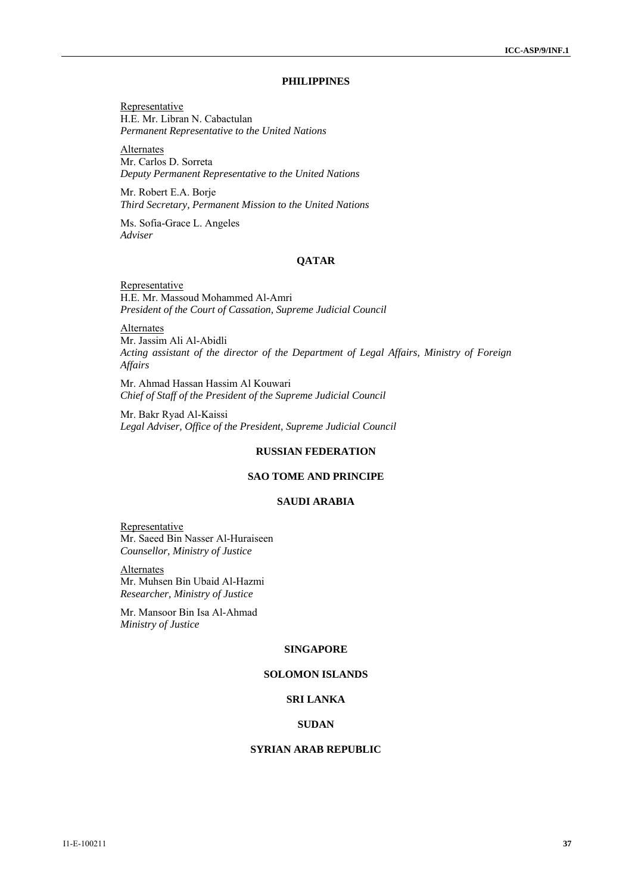**PHILIPPINES**

Representative
H.E. Mr. Libran N. Cabactulan
*Permanent Representative to the United Nations*

Alternates
Mr. Carlos D. Sorreta
*Deputy Permanent Representative to the United Nations*

Mr. Robert E.A. Borje
*Third Secretary, Permanent Mission to the United Nations*

Ms. Sofia-Grace L. Angeles
*Adviser*

**QATAR**

Representative
H.E. Mr. Massoud Mohammed Al-Amri
*President of the Court of Cassation, Supreme Judicial Council*

Alternates
Mr. Jassim Ali Al-Abidli
*Acting assistant of the director of the Department of Legal Affairs, Ministry of Foreign Affairs*

Mr. Ahmad Hassan Hassim Al Kouwari
*Chief of Staff of the President of the Supreme Judicial Council*

Mr. Bakr Ryad Al-Kaissi
*Legal Adviser, Office of the President, Supreme Judicial Council*

**RUSSIAN FEDERATION**

**SAO TOME AND PRINCIPE**

**SAUDI ARABIA**

Representative
Mr. Saeed Bin Nasser Al-Huraiseen
*Counsellor, Ministry of Justice*

Alternates
Mr. Muhsen Bin Ubaid Al-Hazmi
*Researcher, Ministry of Justice*

Mr. Mansoor Bin Isa Al-Ahmad
*Ministry of Justice*

**SINGAPORE**

**SOLOMON ISLANDS**

**SRI LANKA**

**SUDAN**

**SYRIAN ARAB REPUBLIC**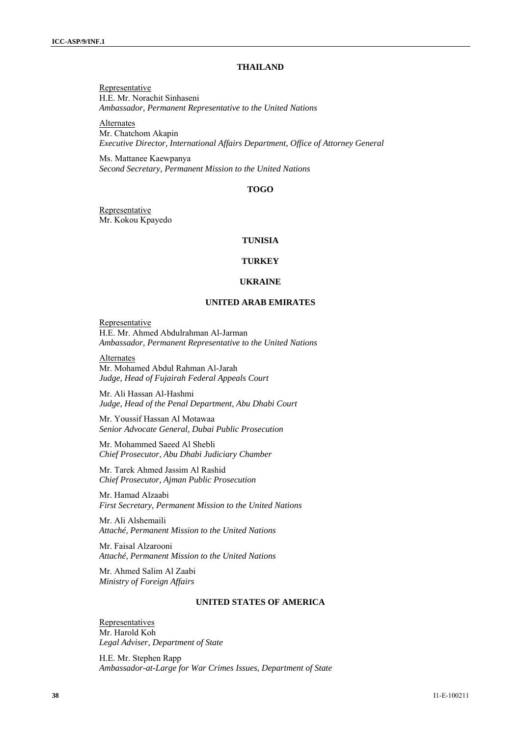## THAILAND

Representative
H.E. Mr. Norachit Sinhaseni
*Ambassador, Permanent Representative to the United Nations*

Alternates
Mr. Chatchom Akapin
*Executive Director, International Affairs Department, Office of Attorney General*

Ms. Mattanee Kaewpanya
*Second Secretary, Permanent Mission to the United Nations*

## TOGO

Representative
Mr. Kokou Kpayedo

## TUNISIA

## TURKEY

## UKRAINE

## UNITED ARAB EMIRATES

Representative
H.E. Mr. Ahmed Abdulrahman Al-Jarman
*Ambassador, Permanent Representative to the United Nations*

Alternates
Mr. Mohamed Abdul Rahman Al-Jarah
*Judge, Head of Fujairah Federal Appeals Court*

Mr. Ali Hassan Al-Hashmi
*Judge, Head of the Penal Department, Abu Dhabi Court*

Mr. Youssif Hassan Al Motawaa
*Senior Advocate General, Dubai Public Prosecution*

Mr. Mohammed Saeed Al Shebli
*Chief Prosecutor, Abu Dhabi Judiciary Chamber*

Mr. Tarek Ahmed Jassim Al Rashid
*Chief Prosecutor, Ajman Public Prosecution*

Mr. Hamad Alzaabi
*First Secretary, Permanent Mission to the United Nations*

Mr. Ali Alshemaili
*Attaché, Permanent Mission to the United Nations*

Mr. Faisal Alzarooni
*Attaché, Permanent Mission to the United Nations*

Mr. Ahmed Salim Al Zaabi
*Ministry of Foreign Affairs*

## UNITED STATES OF AMERICA

Representatives
Mr. Harold Koh
*Legal Adviser, Department of State*

H.E. Mr. Stephen Rapp
*Ambassador-at-Large for War Crimes Issues, Department of State*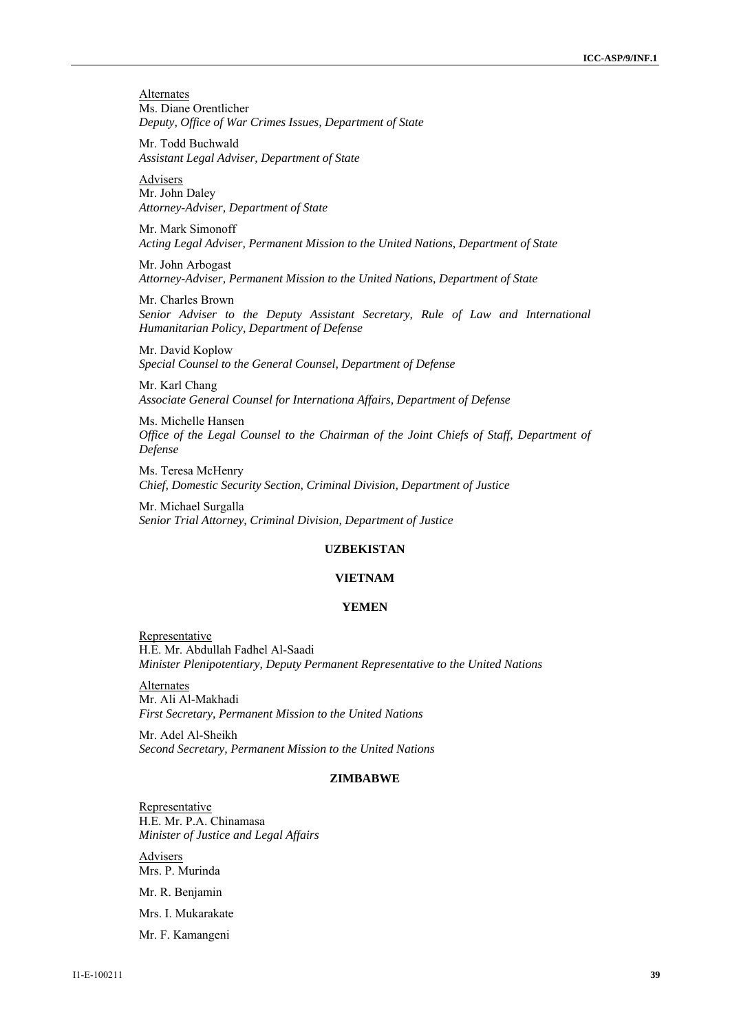Alternates

Ms. Diane Orentlicher
*Deputy, Office of War Crimes Issues, Department of State*

Mr. Todd Buchwald
*Assistant Legal Adviser, Department of State*

Advisers

Mr. John Daley
*Attorney-Adviser, Department of State*

Mr. Mark Simonoff
*Acting Legal Adviser, Permanent Mission to the United Nations, Department of State*

Mr. John Arbogast
*Attorney-Adviser, Permanent Mission to the United Nations, Department of State*

Mr. Charles Brown
*Senior Adviser to the Deputy Assistant Secretary, Rule of Law and International Humanitarian Policy, Department of Defense*

Mr. David Koplow
*Special Counsel to the General Counsel, Department of Defense*

Mr. Karl Chang
*Associate General Counsel for Internationa Affairs, Department of Defense*

Ms. Michelle Hansen
*Office of the Legal Counsel to the Chairman of the Joint Chiefs of Staff, Department of Defense*

Ms. Teresa McHenry
*Chief, Domestic Security Section, Criminal Division, Department of Justice*

Mr. Michael Surgalla
*Senior Trial Attorney, Criminal Division, Department of Justice*

**UZBEKISTAN**

**VIETNAM**

**YEMEN**

Representative

H.E. Mr. Abdullah Fadhel Al-Saadi
*Minister Plenipotentiary, Deputy Permanent Representative to the United Nations*

Alternates

Mr. Ali Al-Makhadi
*First Secretary, Permanent Mission to the United Nations*

Mr. Adel Al-Sheikh
*Second Secretary, Permanent Mission to the United Nations*

**ZIMBABWE**

Representative

H.E. Mr. P.A. Chinamasa
*Minister of Justice and Legal Affairs*

Advisers

Mrs. P. Murinda

Mr. R. Benjamin

Mrs. I. Mukarakate

Mr. F. Kamangeni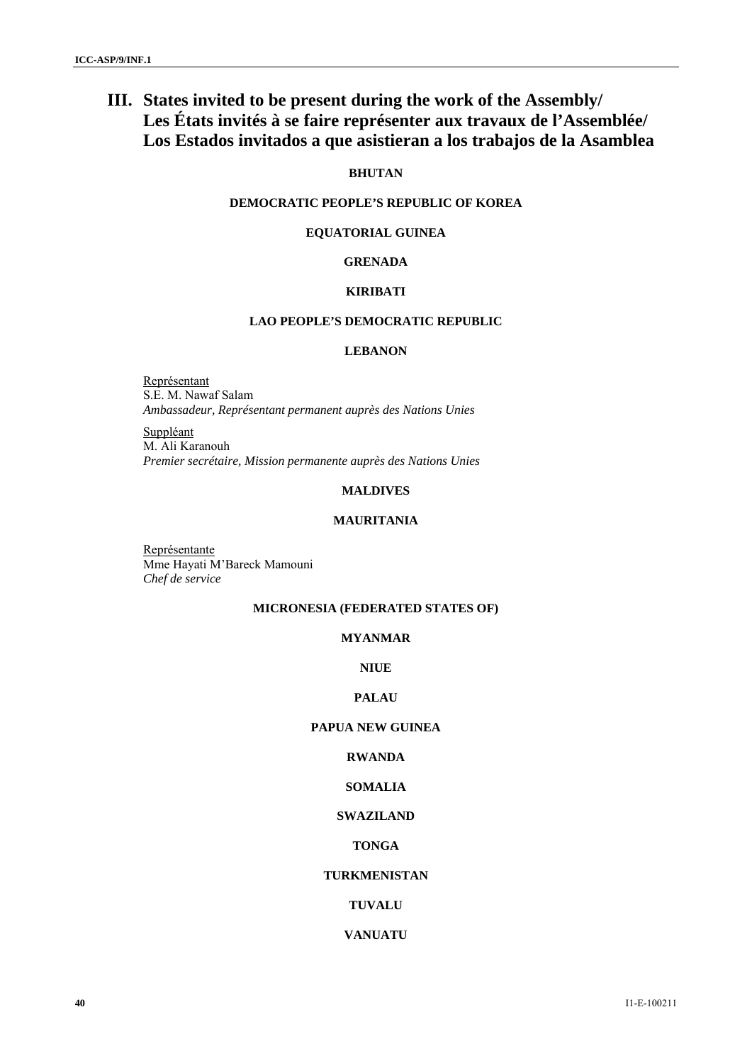# III. States invited to be present during the work of the Assembly/ Les États invités à se faire représenter aux travaux de l'Assemblée/ Los Estados invitados a que asistieran a los trabajos de la Asamblea

**BHUTAN**

**DEMOCRATIC PEOPLE'S REPUBLIC OF KOREA**

**EQUATORIAL GUINEA**

**GRENADA**

**KIRIBATI**

**LAO PEOPLE'S DEMOCRATIC REPUBLIC**

**LEBANON**

Représentant
S.E. M. Nawaf Salam
*Ambassadeur, Représentant permanent auprès des Nations Unies*

Suppléant
M. Ali Karanouh
*Premier secrétaire, Mission permanente auprès des Nations Unies*

**MALDIVES**

**MAURITANIA**

Représentante
Mme Hayati M'Bareck Mamouni
*Chef de service*

**MICRONESIA (FEDERATED STATES OF)**

**MYANMAR**

**NIUE**

**PALAU**

**PAPUA NEW GUINEA**

**RWANDA**

**SOMALIA**

**SWAZILAND**

**TONGA**

**TURKMENISTAN**

**TUVALU**

**VANUATU**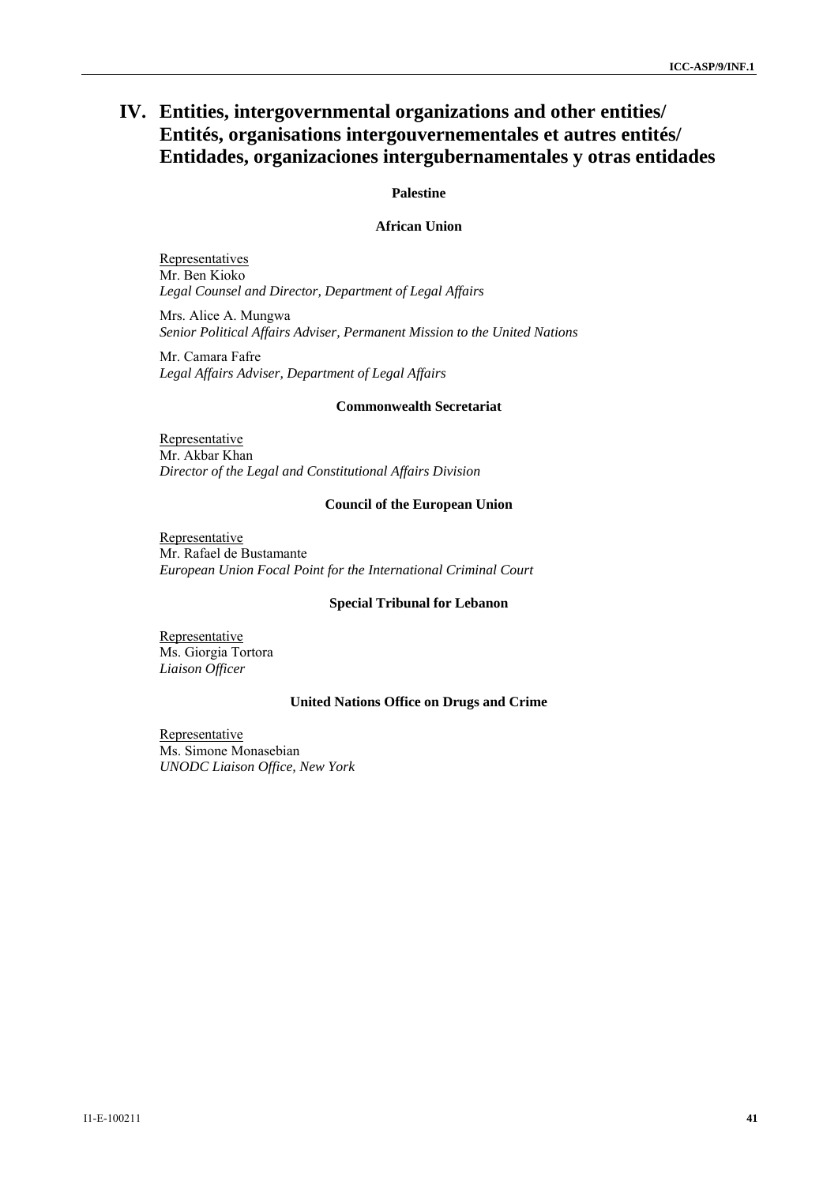# IV. Entities, intergovernmental organizations and other entities/ Entités, organisations intergouvernementales et autres entités/ Entidades, organizaciones intergubernamentales y otras entidades

**Palestine**

**African Union**

Representatives
Mr. Ben Kioko
*Legal Counsel and Director, Department of Legal Affairs*

Mrs. Alice A. Mungwa
*Senior Political Affairs Adviser, Permanent Mission to the United Nations*

Mr. Camara Fafre
*Legal Affairs Adviser, Department of Legal Affairs*

**Commonwealth Secretariat**

Representative
Mr. Akbar Khan
*Director of the Legal and Constitutional Affairs Division*

**Council of the European Union**

Representative
Mr. Rafael de Bustamante
*European Union Focal Point for the International Criminal Court*

**Special Tribunal for Lebanon**

Representative
Ms. Giorgia Tortora
*Liaison Officer*

**United Nations Office on Drugs and Crime**

Representative
Ms. Simone Monasebian
*UNODC Liaison Office, New York*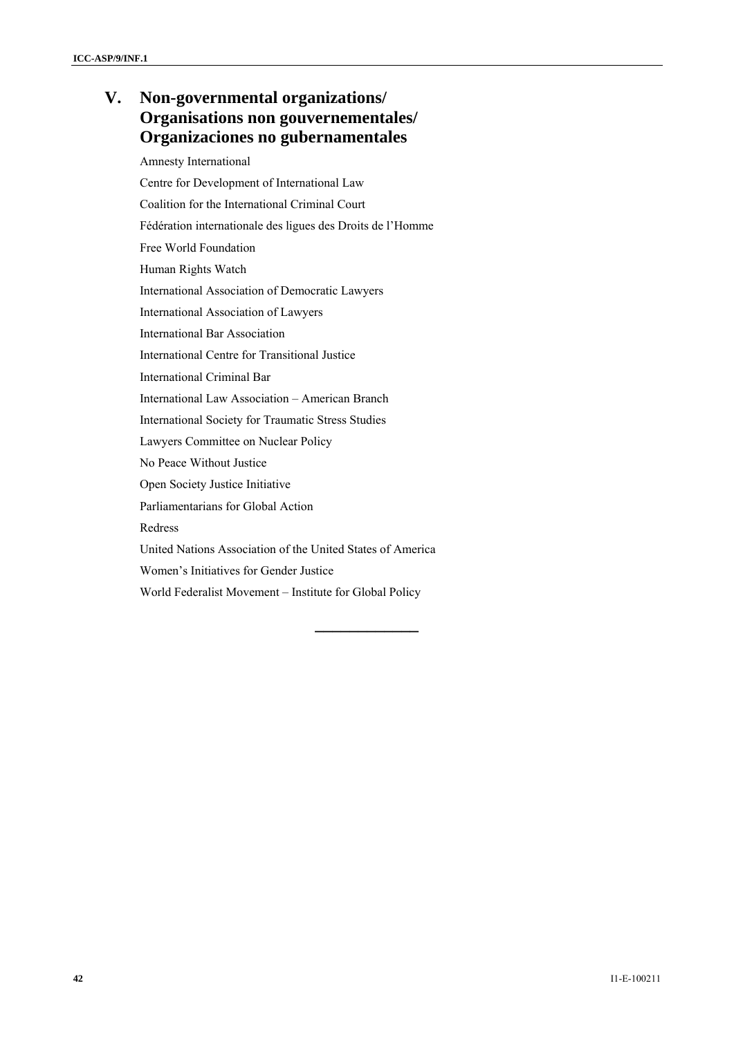# V. Non-governmental organizations/ Organisations non gouvernementales/ Organizaciones no gubernamentales

Amnesty International

Centre for Development of International Law

Coalition for the International Criminal Court

Fédération internationale des ligues des Droits de l'Homme

Free World Foundation

Human Rights Watch

International Association of Democratic Lawyers

International Association of Lawyers

International Bar Association

International Centre for Transitional Justice

International Criminal Bar

International Law Association – American Branch

International Society for Traumatic Stress Studies

Lawyers Committee on Nuclear Policy

No Peace Without Justice

Open Society Justice Initiative

Parliamentarians for Global Action

Redress

United Nations Association of the United States of America

Women's Initiatives for Gender Justice

World Federalist Movement – Institute for Global Policy